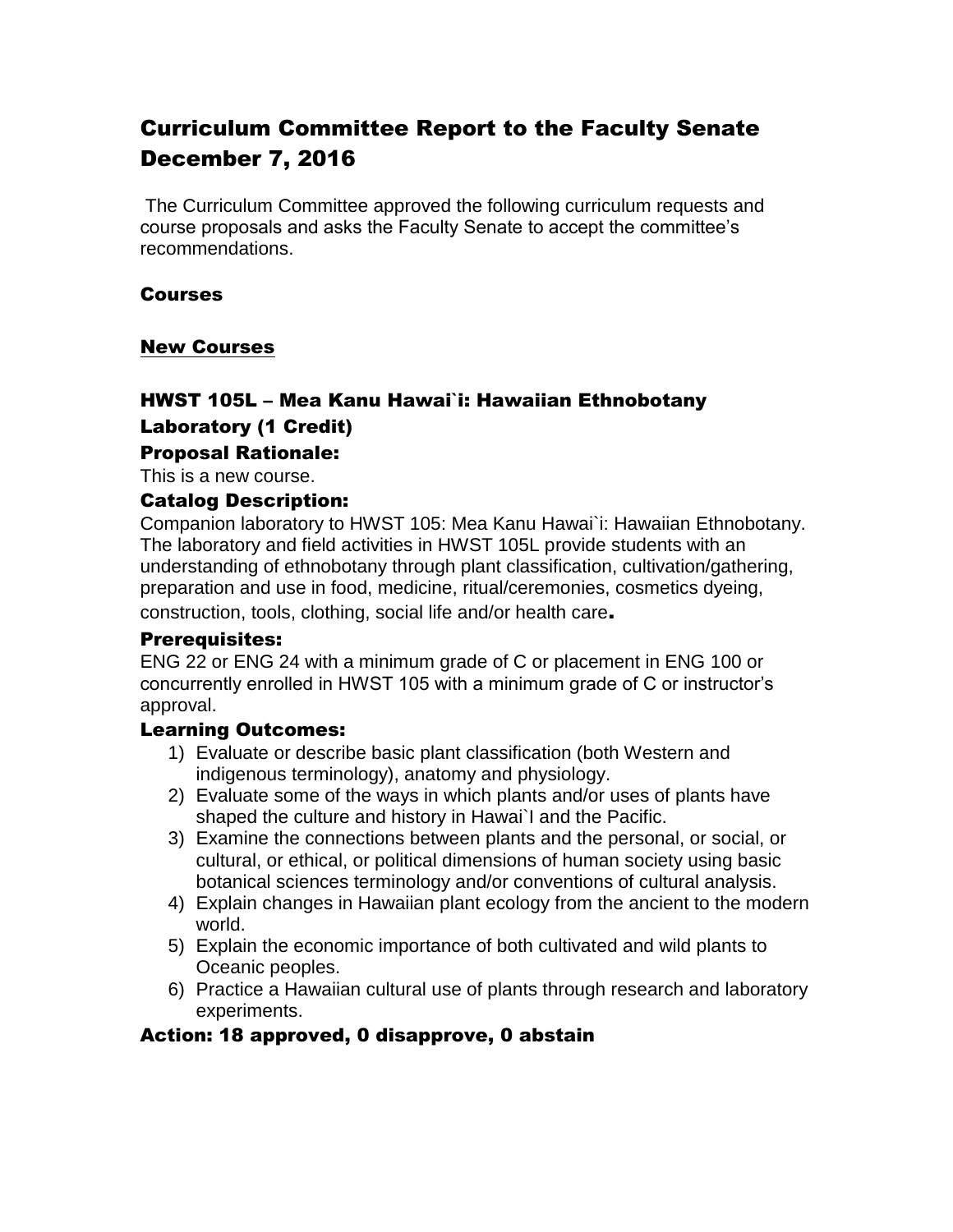# Curriculum Committee Report to the Faculty Senate December 7, 2016

The Curriculum Committee approved the following curriculum requests and course proposals and asks the Faculty Senate to accept the committee's recommendations.

## Courses

### New Courses

### HWST 105L – Mea Kanu Hawai`i: Hawaiian Ethnobotany Laboratory (1 Credit)

**Proposal Rationale:**

This is a new course.

**Catalog Description:**

Companion laboratory to HWST 105: Mea Kanu Hawai`i: Hawaiian Ethnobotany. The laboratory and field activities in HWST 105L provide students with an understanding of ethnobotany through plant classification, cultivation/gathering, preparation and use in food, medicine, ritual/ceremonies, cosmetics dyeing, construction, tools, clothing, social life and/or health care.

**Prerequisites:**

ENG 22 or ENG 24 with a minimum grade of C or placement in ENG 100 or concurrently enrolled in HWST 105 with a minimum grade of C or instructor's approval.

**Learning Outcomes:**

1) Evaluate or describe basic plant classification (both Western and indigenous terminology), anatomy and physiology.
2) Evaluate some of the ways in which plants and/or uses of plants have shaped the culture and history in Hawai`I and the Pacific.
3) Examine the connections between plants and the personal, or social, or cultural, or ethical, or political dimensions of human society using basic botanical sciences terminology and/or conventions of cultural analysis.
4) Explain changes in Hawaiian plant ecology from the ancient to the modern world.
5) Explain the economic importance of both cultivated and wild plants to Oceanic peoples.
6) Practice a Hawaiian cultural use of plants through research and laboratory experiments.

**Action: 18 approved, 0 disapprove, 0 abstain**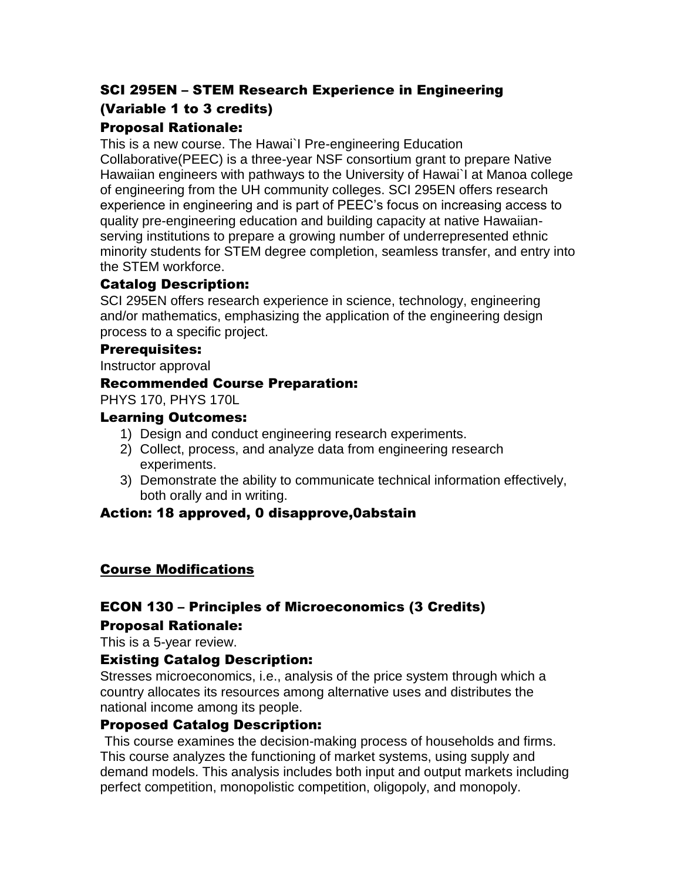## SCI 295EN – STEM Research Experience in Engineering (Variable 1 to 3 credits)

### Proposal Rationale:

This is a new course. The Hawai`I Pre-engineering Education Collaborative(PEEC) is a three-year NSF consortium grant to prepare Native Hawaiian engineers with pathways to the University of Hawai`I at Manoa college of engineering from the UH community colleges. SCI 295EN offers research experience in engineering and is part of PEEC's focus on increasing access to quality pre-engineering education and building capacity at native Hawaiian-serving institutions to prepare a growing number of underrepresented ethnic minority students for STEM degree completion, seamless transfer, and entry into the STEM workforce.

### Catalog Description:

SCI 295EN offers research experience in science, technology, engineering and/or mathematics, emphasizing the application of the engineering design process to a specific project.

### Prerequisites:

Instructor approval

### Recommended Course Preparation:

PHYS 170, PHYS 170L

### Learning Outcomes:

1) Design and conduct engineering research experiments.
2) Collect, process, and analyze data from engineering research experiments.
3) Demonstrate the ability to communicate technical information effectively, both orally and in writing.

### Action: 18 approved, 0 disapprove,0abstain

## Course Modifications

## ECON 130 – Principles of Microeconomics (3 Credits)

### Proposal Rationale:

This is a 5-year review.

### Existing Catalog Description:

Stresses microeconomics, i.e., analysis of the price system through which a country allocates its resources among alternative uses and distributes the national income among its people.

### Proposed Catalog Description:

This course examines the decision-making process of households and firms. This course analyzes the functioning of market systems, using supply and demand models. This analysis includes both input and output markets including perfect competition, monopolistic competition, oligopoly, and monopoly.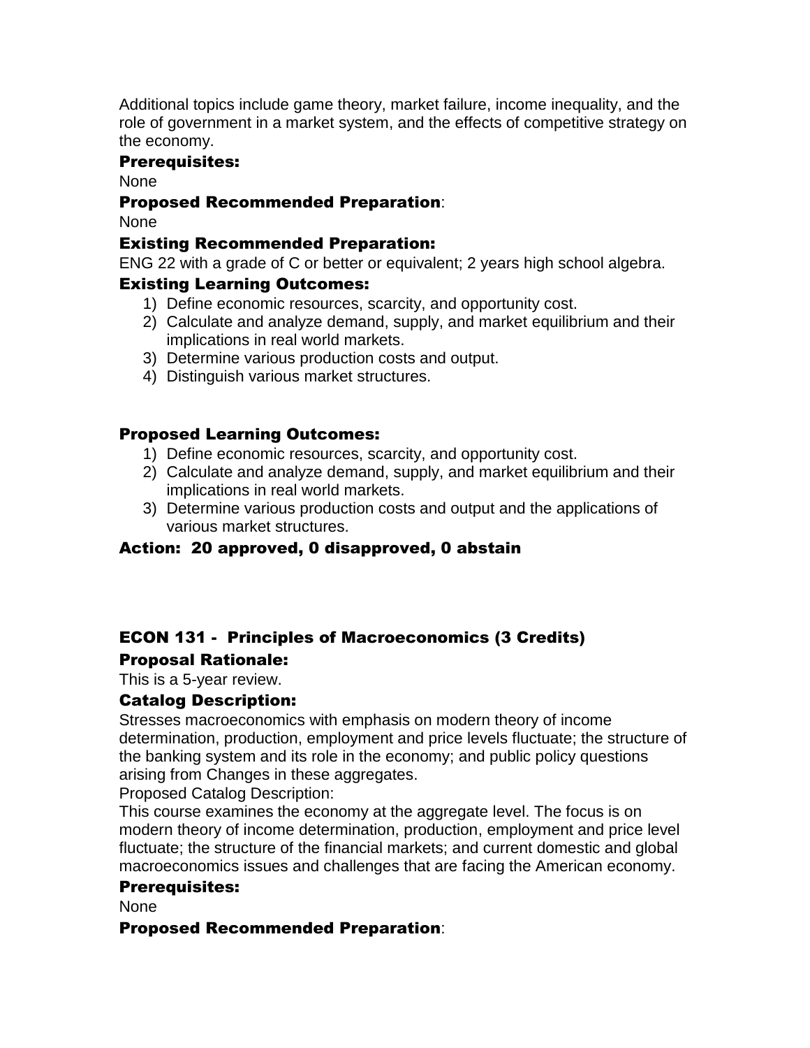Additional topics include game theory, market failure, income inequality, and the role of government in a market system, and the effects of competitive strategy on the economy.

**Prerequisites:**

None

**Proposed Recommended Preparation**:

None

**Existing Recommended Preparation:**

ENG 22 with a grade of C or better or equivalent; 2 years high school algebra.

**Existing Learning Outcomes:**

1) Define economic resources, scarcity, and opportunity cost.
2) Calculate and analyze demand, supply, and market equilibrium and their implications in real world markets.
3) Determine various production costs and output.
4) Distinguish various market structures.

**Proposed Learning Outcomes:**

1) Define economic resources, scarcity, and opportunity cost.
2) Calculate and analyze demand, supply, and market equilibrium and their implications in real world markets.
3) Determine various production costs and output and the applications of various market structures.

**Action: 20 approved, 0 disapproved, 0 abstain**

## ECON 131 - Principles of Macroeconomics (3 Credits)

**Proposal Rationale:**

This is a 5-year review.

**Catalog Description:**

Stresses macroeconomics with emphasis on modern theory of income determination, production, employment and price levels fluctuate; the structure of the banking system and its role in the economy; and public policy questions arising from Changes in these aggregates.

Proposed Catalog Description:

This course examines the economy at the aggregate level. The focus is on modern theory of income determination, production, employment and price level fluctuate; the structure of the financial markets; and current domestic and global macroeconomics issues and challenges that are facing the American economy.

**Prerequisites:**

None

**Proposed Recommended Preparation**: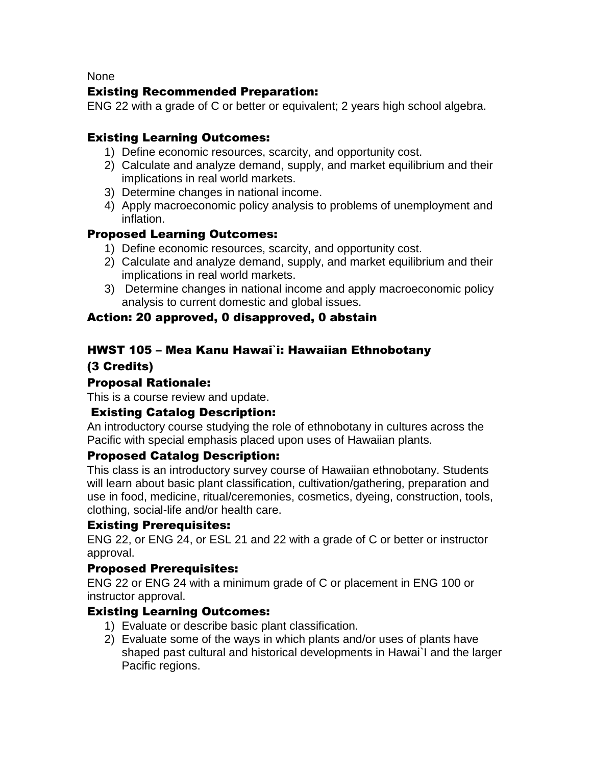None

### Existing Recommended Preparation:

ENG 22 with a grade of C or better or equivalent; 2 years high school algebra.

### Existing Learning Outcomes:

1) Define economic resources, scarcity, and opportunity cost.
2) Calculate and analyze demand, supply, and market equilibrium and their implications in real world markets.
3) Determine changes in national income.
4) Apply macroeconomic policy analysis to problems of unemployment and inflation.

### Proposed Learning Outcomes:

1) Define economic resources, scarcity, and opportunity cost.
2) Calculate and analyze demand, supply, and market equilibrium and their implications in real world markets.
3) Determine changes in national income and apply macroeconomic policy analysis to current domestic and global issues.

### Action: 20 approved, 0 disapproved, 0 abstain

## HWST 105 – Mea Kanu Hawai`i: Hawaiian Ethnobotany (3 Credits)

### Proposal Rationale:

This is a course review and update.

### Existing Catalog Description:

An introductory course studying the role of ethnobotany in cultures across the Pacific with special emphasis placed upon uses of Hawaiian plants.

### Proposed Catalog Description:

This class is an introductory survey course of Hawaiian ethnobotany. Students will learn about basic plant classification, cultivation/gathering, preparation and use in food, medicine, ritual/ceremonies, cosmetics, dyeing, construction, tools, clothing, social-life and/or health care.

### Existing Prerequisites:

ENG 22, or ENG 24, or ESL 21 and 22 with a grade of C or better or instructor approval.

### Proposed Prerequisites:

ENG 22 or ENG 24 with a minimum grade of C or placement in ENG 100 or instructor approval.

### Existing Learning Outcomes:

1) Evaluate or describe basic plant classification.
2) Evaluate some of the ways in which plants and/or uses of plants have shaped past cultural and historical developments in Hawai`I and the larger Pacific regions.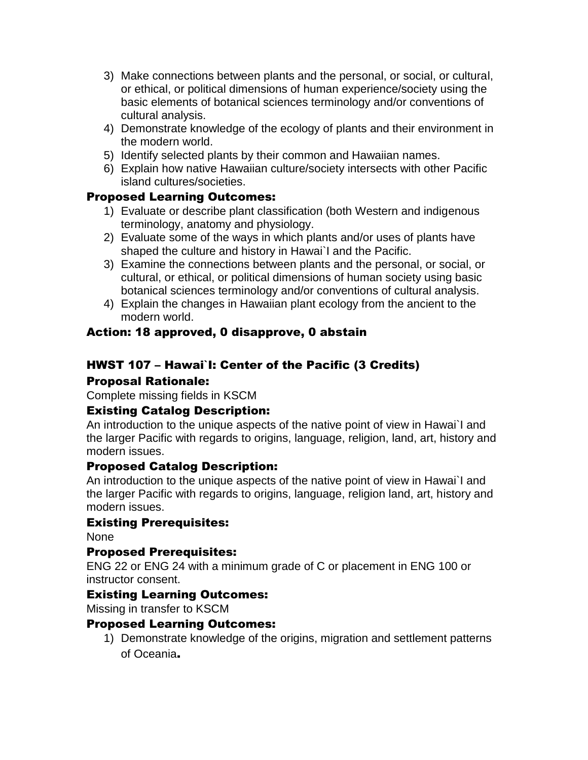3) Make connections between plants and the personal, or social, or cultural, or ethical, or political dimensions of human experience/society using the basic elements of botanical sciences terminology and/or conventions of cultural analysis.
4) Demonstrate knowledge of the ecology of plants and their environment in the modern world.
5) Identify selected plants by their common and Hawaiian names.
6) Explain how native Hawaiian culture/society intersects with other Pacific island cultures/societies.

### Proposed Learning Outcomes:

1) Evaluate or describe plant classification (both Western and indigenous terminology, anatomy and physiology.
2) Evaluate some of the ways in which plants and/or uses of plants have shaped the culture and history in Hawai`I and the Pacific.
3) Examine the connections between plants and the personal, or social, or cultural, or ethical, or political dimensions of human society using basic botanical sciences terminology and/or conventions of cultural analysis.
4) Explain the changes in Hawaiian plant ecology from the ancient to the modern world.

### Action: 18 approved, 0 disapprove, 0 abstain

## HWST 107 – Hawai`I: Center of the Pacific (3 Credits)

### Proposal Rationale:

Complete missing fields in KSCM

### Existing Catalog Description:

An introduction to the unique aspects of the native point of view in Hawai`I and the larger Pacific with regards to origins, language, religion, land, art, history and modern issues.

### Proposed Catalog Description:

An introduction to the unique aspects of the native point of view in Hawai`I and the larger Pacific with regards to origins, language, religion land, art, history and modern issues.

### Existing Prerequisites:

None

### Proposed Prerequisites:

ENG 22 or ENG 24 with a minimum grade of C or placement in ENG 100 or instructor consent.

### Existing Learning Outcomes:

Missing in transfer to KSCM

### Proposed Learning Outcomes:

1) Demonstrate knowledge of the origins, migration and settlement patterns of Oceania.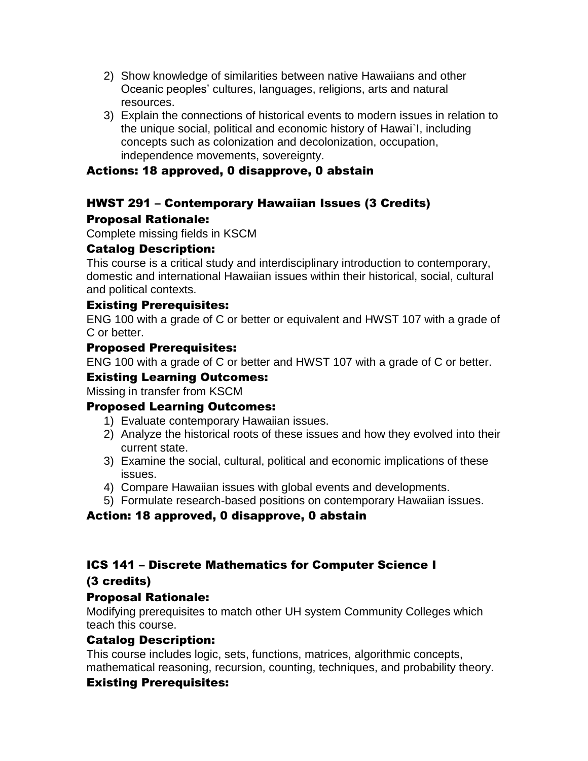2) Show knowledge of similarities between native Hawaiians and other Oceanic peoples' cultures, languages, religions, arts and natural resources.
3) Explain the connections of historical events to modern issues in relation to the unique social, political and economic history of Hawai`I, including concepts such as colonization and decolonization, occupation, independence movements, sovereignty.

### Actions: 18 approved, 0 disapprove, 0 abstain

## HWST 291 – Contemporary Hawaiian Issues (3 Credits)

### Proposal Rationale:

Complete missing fields in KSCM

### Catalog Description:

This course is a critical study and interdisciplinary introduction to contemporary, domestic and international Hawaiian issues within their historical, social, cultural and political contexts.

### Existing Prerequisites:

ENG 100 with a grade of C or better or equivalent and HWST 107 with a grade of C or better.

### Proposed Prerequisites:

ENG 100 with a grade of C or better and HWST 107 with a grade of C or better.

### Existing Learning Outcomes:

Missing in transfer from KSCM

### Proposed Learning Outcomes:

1) Evaluate contemporary Hawaiian issues.
2) Analyze the historical roots of these issues and how they evolved into their current state.
3) Examine the social, cultural, political and economic implications of these issues.
4) Compare Hawaiian issues with global events and developments.
5) Formulate research-based positions on contemporary Hawaiian issues.

### Action: 18 approved, 0 disapprove, 0 abstain

## ICS 141 – Discrete Mathematics for Computer Science I (3 credits)

### Proposal Rationale:

Modifying prerequisites to match other UH system Community Colleges which teach this course.

### Catalog Description:

This course includes logic, sets, functions, matrices, algorithmic concepts, mathematical reasoning, recursion, counting, techniques, and probability theory.

### Existing Prerequisites: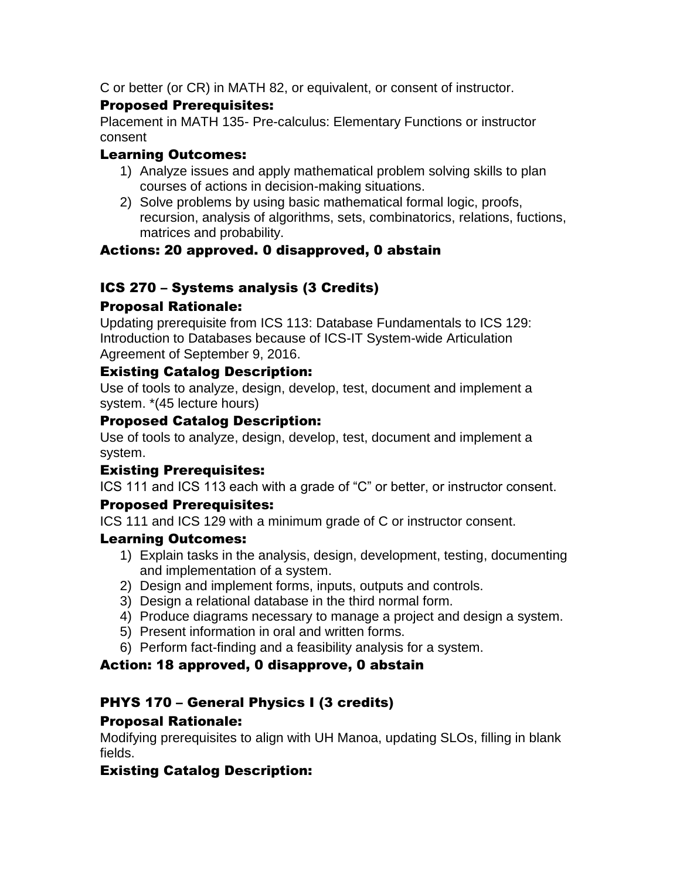C or better (or CR) in MATH 82, or equivalent, or consent of instructor.

### Proposed Prerequisites:

Placement in MATH 135- Pre-calculus: Elementary Functions or instructor consent

### Learning Outcomes:

1) Analyze issues and apply mathematical problem solving skills to plan courses of actions in decision-making situations.
2) Solve problems by using basic mathematical formal logic, proofs, recursion, analysis of algorithms, sets, combinatorics, relations, fuctions, matrices and probability.

### Actions: 20 approved. 0 disapproved, 0 abstain

## ICS 270 – Systems analysis (3 Credits)

### Proposal Rationale:

Updating prerequisite from ICS 113: Database Fundamentals to ICS 129: Introduction to Databases because of ICS-IT System-wide Articulation Agreement of September 9, 2016.

### Existing Catalog Description:

Use of tools to analyze, design, develop, test, document and implement a system. *(45 lecture hours)

### Proposed Catalog Description:

Use of tools to analyze, design, develop, test, document and implement a system.

### Existing Prerequisites:

ICS 111 and ICS 113 each with a grade of “C” or better, or instructor consent.

### Proposed Prerequisites:

ICS 111 and ICS 129 with a minimum grade of C or instructor consent.

### Learning Outcomes:

1) Explain tasks in the analysis, design, development, testing, documenting and implementation of a system.
2) Design and implement forms, inputs, outputs and controls.
3) Design a relational database in the third normal form.
4) Produce diagrams necessary to manage a project and design a system.
5) Present information in oral and written forms.
6) Perform fact-finding and a feasibility analysis for a system.

### Action: 18 approved, 0 disapprove, 0 abstain

## PHYS 170 – General Physics I (3 credits)

### Proposal Rationale:

Modifying prerequisites to align with UH Manoa, updating SLOs, filling in blank fields.

### Existing Catalog Description: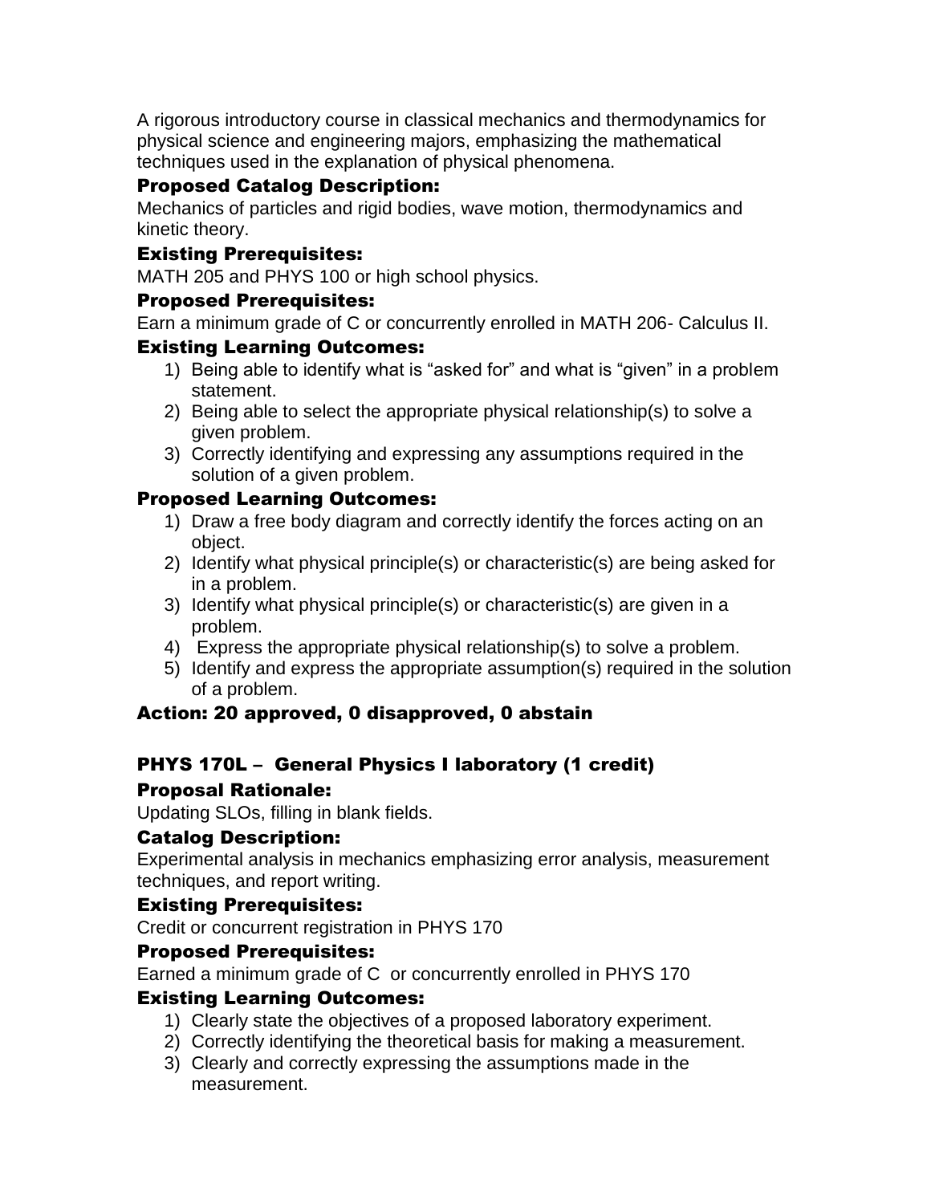A rigorous introductory course in classical mechanics and thermodynamics for physical science and engineering majors, emphasizing the mathematical techniques used in the explanation of physical phenomena.

### Proposed Catalog Description:

Mechanics of particles and rigid bodies, wave motion, thermodynamics and kinetic theory.

### Existing Prerequisites:

MATH 205 and PHYS 100 or high school physics.

### Proposed Prerequisites:

Earn a minimum grade of C or concurrently enrolled in MATH 206- Calculus II.

### Existing Learning Outcomes:

1) Being able to identify what is "asked for" and what is "given" in a problem statement.
2) Being able to select the appropriate physical relationship(s) to solve a given problem.
3) Correctly identifying and expressing any assumptions required in the solution of a given problem.

### Proposed Learning Outcomes:

1) Draw a free body diagram and correctly identify the forces acting on an object.
2) Identify what physical principle(s) or characteristic(s) are being asked for in a problem.
3) Identify what physical principle(s) or characteristic(s) are given in a problem.
4) Express the appropriate physical relationship(s) to solve a problem.
5) Identify and express the appropriate assumption(s) required in the solution of a problem.

### Action: 20 approved, 0 disapproved, 0 abstain

## PHYS 170L – General Physics I laboratory (1 credit)

### Proposal Rationale:

Updating SLOs, filling in blank fields.

### Catalog Description:

Experimental analysis in mechanics emphasizing error analysis, measurement techniques, and report writing.

### Existing Prerequisites:

Credit or concurrent registration in PHYS 170

### Proposed Prerequisites:

Earned a minimum grade of C or concurrently enrolled in PHYS 170

### Existing Learning Outcomes:

1) Clearly state the objectives of a proposed laboratory experiment.
2) Correctly identifying the theoretical basis for making a measurement.
3) Clearly and correctly expressing the assumptions made in the measurement.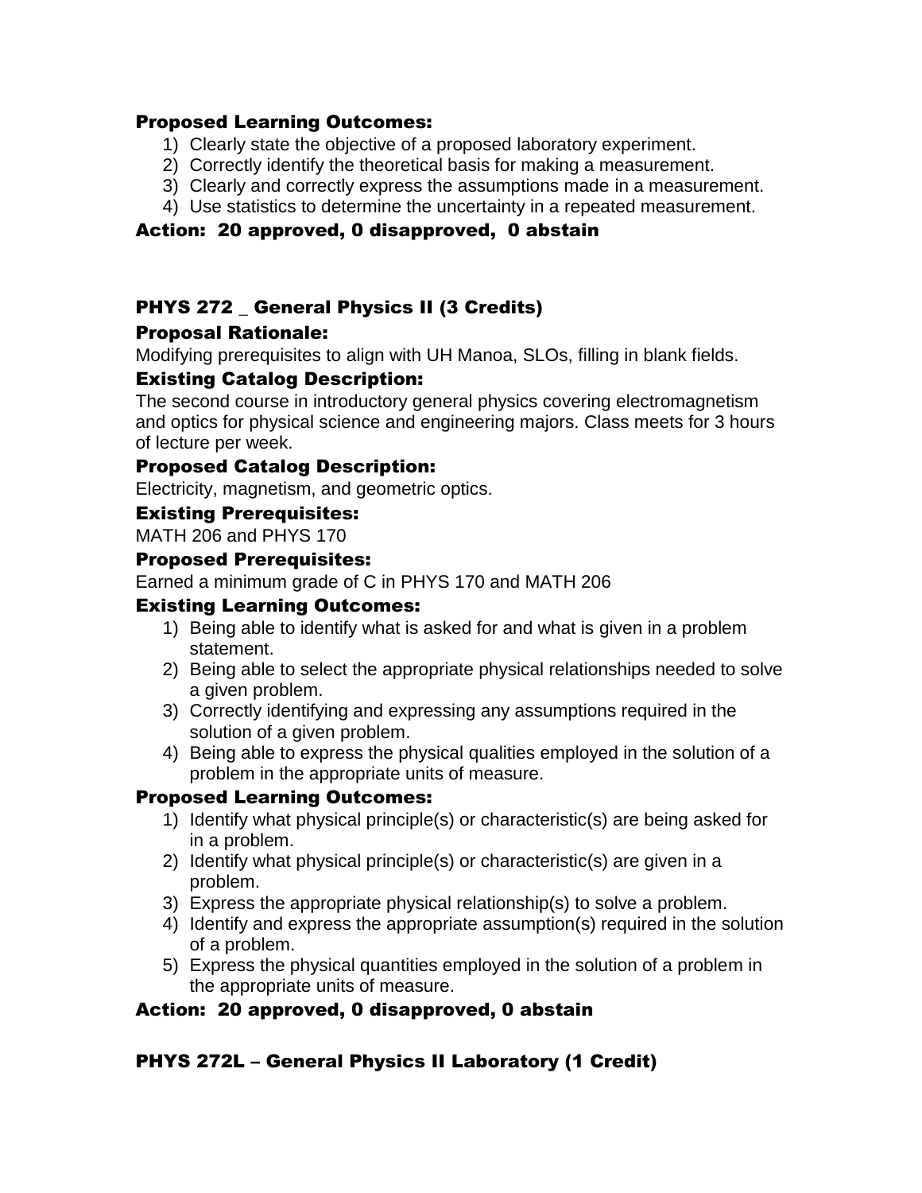### Proposed Learning Outcomes:

1) Clearly state the objective of a proposed laboratory experiment.
2) Correctly identify the theoretical basis for making a measurement.
3) Clearly and correctly express the assumptions made in a measurement.
4) Use statistics to determine the uncertainty in a repeated measurement.

### Action: 20 approved, 0 disapproved, 0 abstain

## PHYS 272 _ General Physics II (3 Credits)

### Proposal Rationale:

Modifying prerequisites to align with UH Manoa, SLOs, filling in blank fields.

### Existing Catalog Description:

The second course in introductory general physics covering electromagnetism and optics for physical science and engineering majors. Class meets for 3 hours of lecture per week.

### Proposed Catalog Description:

Electricity, magnetism, and geometric optics.

### Existing Prerequisites:

MATH 206 and PHYS 170

### Proposed Prerequisites:

Earned a minimum grade of C in PHYS 170 and MATH 206

### Existing Learning Outcomes:

1) Being able to identify what is asked for and what is given in a problem statement.
2) Being able to select the appropriate physical relationships needed to solve a given problem.
3) Correctly identifying and expressing any assumptions required in the solution of a given problem.
4) Being able to express the physical qualities employed in the solution of a problem in the appropriate units of measure.

### Proposed Learning Outcomes:

1) Identify what physical principle(s) or characteristic(s) are being asked for in a problem.
2) Identify what physical principle(s) or characteristic(s) are given in a problem.
3) Express the appropriate physical relationship(s) to solve a problem.
4) Identify and express the appropriate assumption(s) required in the solution of a problem.
5) Express the physical quantities employed in the solution of a problem in the appropriate units of measure.

### Action: 20 approved, 0 disapproved, 0 abstain

## PHYS 272L – General Physics II Laboratory (1 Credit)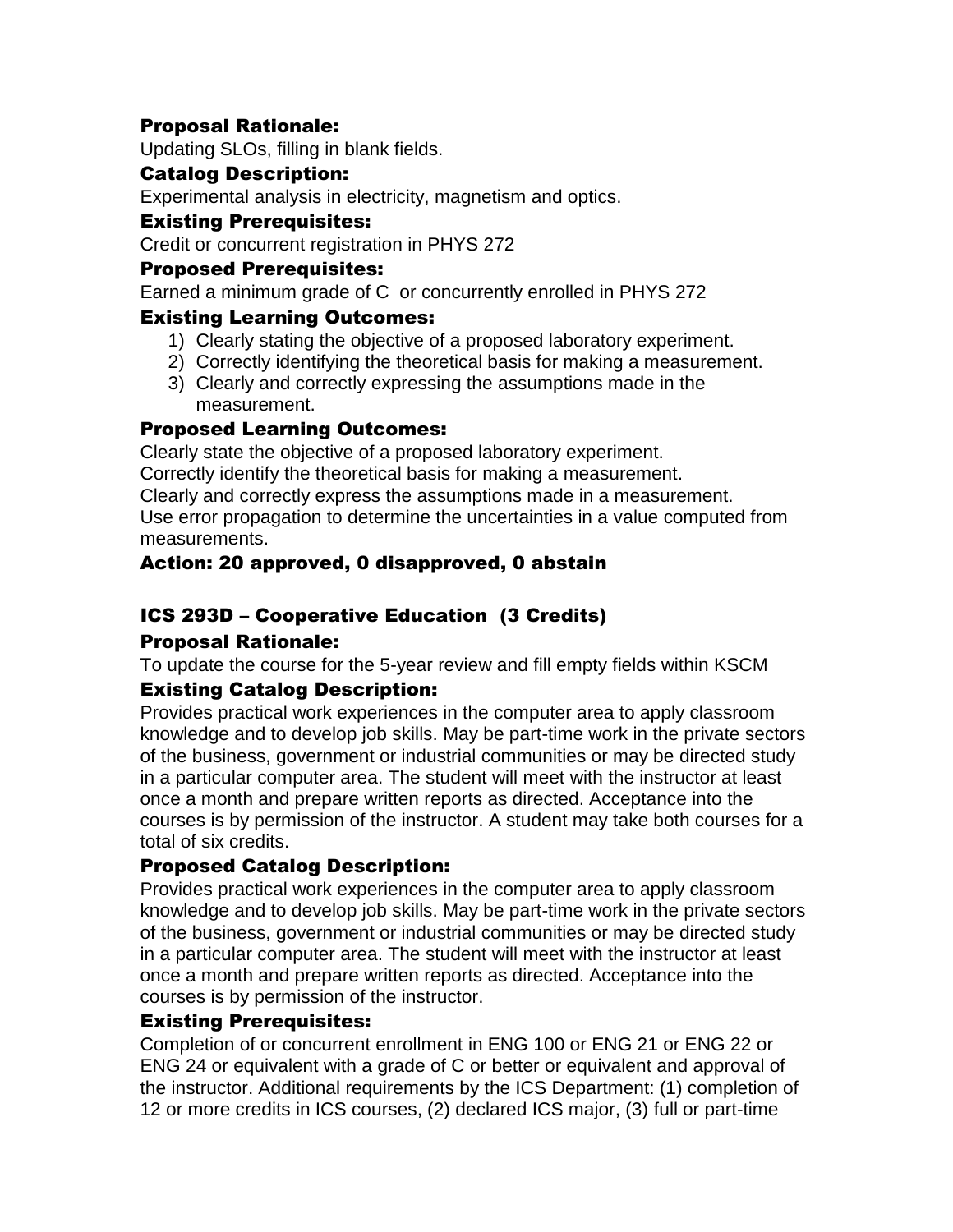### Proposal Rationale:

Updating SLOs, filling in blank fields.

### Catalog Description:

Experimental analysis in electricity, magnetism and optics.

### Existing Prerequisites:

Credit or concurrent registration in PHYS 272

### Proposed Prerequisites:

Earned a minimum grade of C or concurrently enrolled in PHYS 272

### Existing Learning Outcomes:

1) Clearly stating the objective of a proposed laboratory experiment.
2) Correctly identifying the theoretical basis for making a measurement.
3) Clearly and correctly expressing the assumptions made in the measurement.

### Proposed Learning Outcomes:

Clearly state the objective of a proposed laboratory experiment.
Correctly identify the theoretical basis for making a measurement.
Clearly and correctly express the assumptions made in a measurement.
Use error propagation to determine the uncertainties in a value computed from measurements.

### Action: 20 approved, 0 disapproved, 0 abstain

## ICS 293D – Cooperative Education (3 Credits)

### Proposal Rationale:

To update the course for the 5-year review and fill empty fields within KSCM

### Existing Catalog Description:

Provides practical work experiences in the computer area to apply classroom knowledge and to develop job skills. May be part-time work in the private sectors of the business, government or industrial communities or may be directed study in a particular computer area. The student will meet with the instructor at least once a month and prepare written reports as directed. Acceptance into the courses is by permission of the instructor. A student may take both courses for a total of six credits.

### Proposed Catalog Description:

Provides practical work experiences in the computer area to apply classroom knowledge and to develop job skills. May be part-time work in the private sectors of the business, government or industrial communities or may be directed study in a particular computer area. The student will meet with the instructor at least once a month and prepare written reports as directed. Acceptance into the courses is by permission of the instructor.

### Existing Prerequisites:

Completion of or concurrent enrollment in ENG 100 or ENG 21 or ENG 22 or ENG 24 or equivalent with a grade of C or better or equivalent and approval of the instructor. Additional requirements by the ICS Department: (1) completion of 12 or more credits in ICS courses, (2) declared ICS major, (3) full or part-time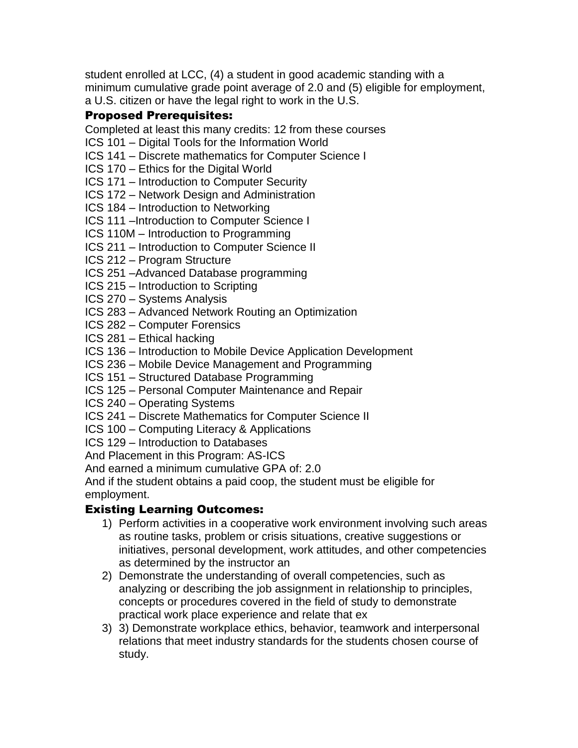student enrolled at LCC, (4) a student in good academic standing with a minimum cumulative grade point average of 2.0 and (5) eligible for employment, a U.S. citizen or have the legal right to work in the U.S.

### Proposed Prerequisites:

Completed at least this many credits: 12 from these courses

ICS 101 – Digital Tools for the Information World
ICS 141 – Discrete mathematics for Computer Science I
ICS 170 – Ethics for the Digital World
ICS 171 – Introduction to Computer Security
ICS 172 – Network Design and Administration
ICS 184 – Introduction to Networking
ICS 111 –Introduction to Computer Science I
ICS 110M – Introduction to Programming
ICS 211 – Introduction to Computer Science II
ICS 212 – Program Structure
ICS 251 –Advanced Database programming
ICS 215 – Introduction to Scripting
ICS 270 – Systems Analysis
ICS 283 – Advanced Network Routing an Optimization
ICS 282 – Computer Forensics
ICS 281 – Ethical hacking
ICS 136 – Introduction to Mobile Device Application Development
ICS 236 – Mobile Device Management and Programming
ICS 151 – Structured Database Programming
ICS 125 – Personal Computer Maintenance and Repair
ICS 240 – Operating Systems
ICS 241 – Discrete Mathematics for Computer Science II
ICS 100 – Computing Literacy & Applications
ICS 129 – Introduction to Databases
And Placement in this Program: AS-ICS
And earned a minimum cumulative GPA of: 2.0
And if the student obtains a paid coop, the student must be eligible for employment.

### Existing Learning Outcomes:

1) Perform activities in a cooperative work environment involving such areas as routine tasks, problem or crisis situations, creative suggestions or initiatives, personal development, work attitudes, and other competencies as determined by the instructor an
2) Demonstrate the understanding of overall competencies, such as analyzing or describing the job assignment in relationship to principles, concepts or procedures covered in the field of study to demonstrate practical work place experience and relate that ex
3) 3) Demonstrate workplace ethics, behavior, teamwork and interpersonal relations that meet industry standards for the students chosen course of study.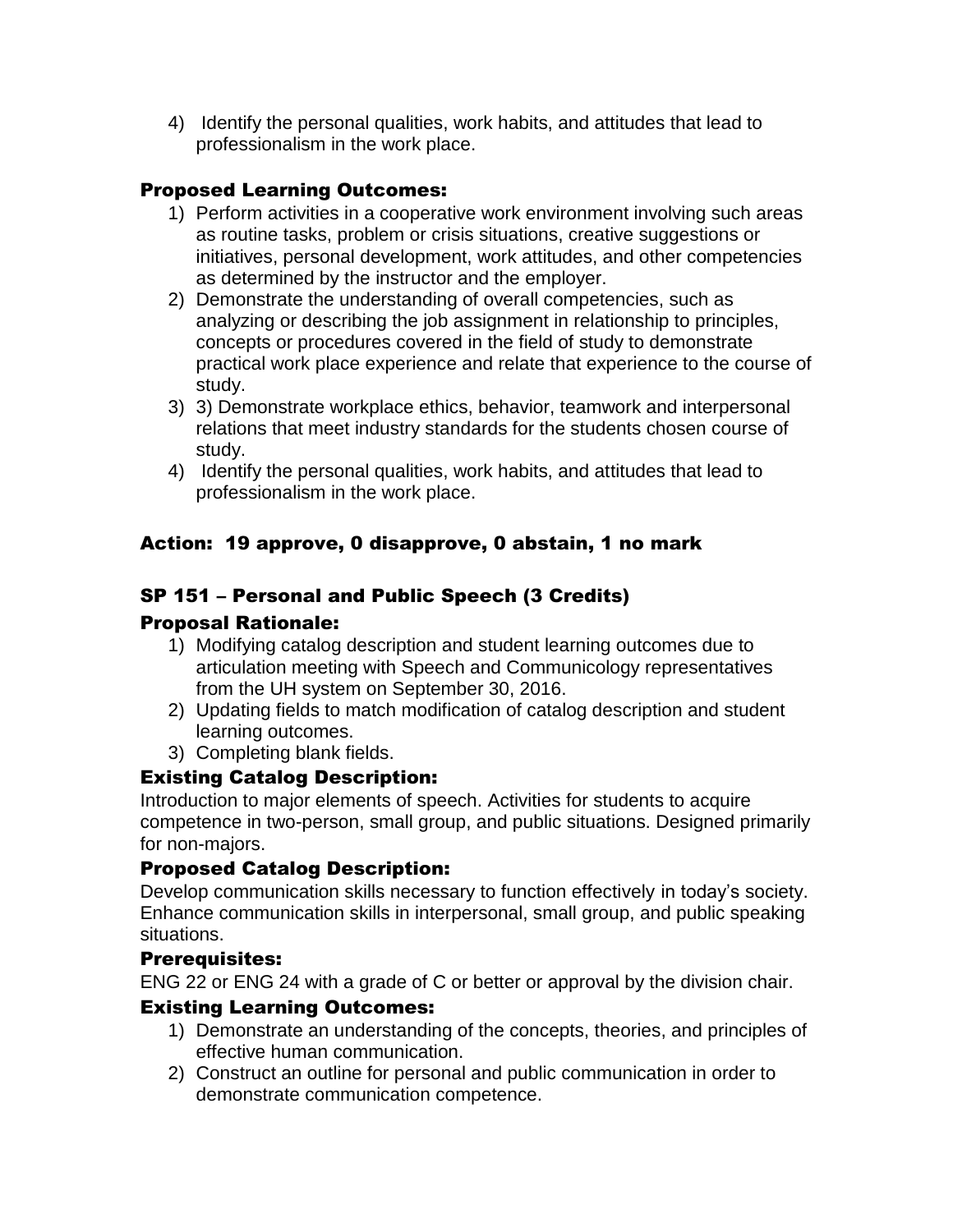4) Identify the personal qualities, work habits, and attitudes that lead to professionalism in the work place.

### Proposed Learning Outcomes:

1) Perform activities in a cooperative work environment involving such areas as routine tasks, problem or crisis situations, creative suggestions or initiatives, personal development, work attitudes, and other competencies as determined by the instructor and the employer.
2) Demonstrate the understanding of overall competencies, such as analyzing or describing the job assignment in relationship to principles, concepts or procedures covered in the field of study to demonstrate practical work place experience and relate that experience to the course of study.
3) 3) Demonstrate workplace ethics, behavior, teamwork and interpersonal relations that meet industry standards for the students chosen course of study.
4) Identify the personal qualities, work habits, and attitudes that lead to professionalism in the work place.

### Action: 19 approve, 0 disapprove, 0 abstain, 1 no mark

## SP 151 – Personal and Public Speech (3 Credits)

### Proposal Rationale:

1) Modifying catalog description and student learning outcomes due to articulation meeting with Speech and Communicology representatives from the UH system on September 30, 2016.
2) Updating fields to match modification of catalog description and student learning outcomes.
3) Completing blank fields.

### Existing Catalog Description:

Introduction to major elements of speech. Activities for students to acquire competence in two-person, small group, and public situations. Designed primarily for non-majors.

### Proposed Catalog Description:

Develop communication skills necessary to function effectively in today's society. Enhance communication skills in interpersonal, small group, and public speaking situations.

### Prerequisites:

ENG 22 or ENG 24 with a grade of C or better or approval by the division chair.

### Existing Learning Outcomes:

1) Demonstrate an understanding of the concepts, theories, and principles of effective human communication.
2) Construct an outline for personal and public communication in order to demonstrate communication competence.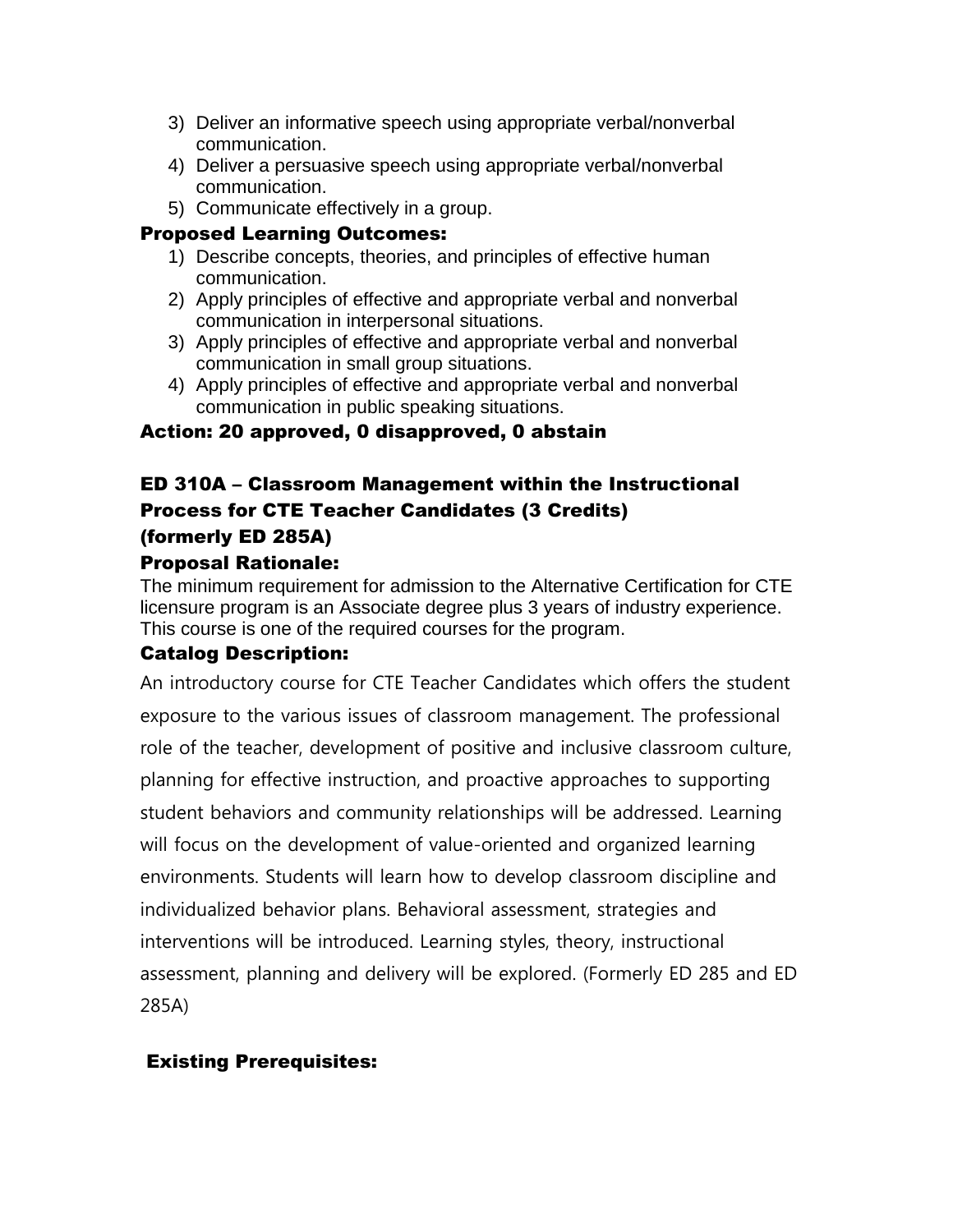3) Deliver an informative speech using appropriate verbal/nonverbal communication.
4) Deliver a persuasive speech using appropriate verbal/nonverbal communication.
5) Communicate effectively in a group.

**Proposed Learning Outcomes:**

1) Describe concepts, theories, and principles of effective human communication.
2) Apply principles of effective and appropriate verbal and nonverbal communication in interpersonal situations.
3) Apply principles of effective and appropriate verbal and nonverbal communication in small group situations.
4) Apply principles of effective and appropriate verbal and nonverbal communication in public speaking situations.

**Action: 20 approved, 0 disapproved, 0 abstain**

## ED 310A – Classroom Management within the Instructional Process for CTE Teacher Candidates (3 Credits) (formerly ED 285A)

**Proposal Rationale:**

The minimum requirement for admission to the Alternative Certification for CTE licensure program is an Associate degree plus 3 years of industry experience. This course is one of the required courses for the program.

**Catalog Description:**

An introductory course for CTE Teacher Candidates which offers the student exposure to the various issues of classroom management. The professional role of the teacher, development of positive and inclusive classroom culture, planning for effective instruction, and proactive approaches to supporting student behaviors and community relationships will be addressed. Learning will focus on the development of value-oriented and organized learning environments. Students will learn how to develop classroom discipline and individualized behavior plans. Behavioral assessment, strategies and interventions will be introduced. Learning styles, theory, instructional assessment, planning and delivery will be explored. (Formerly ED 285 and ED 285A)

**Existing Prerequisites:**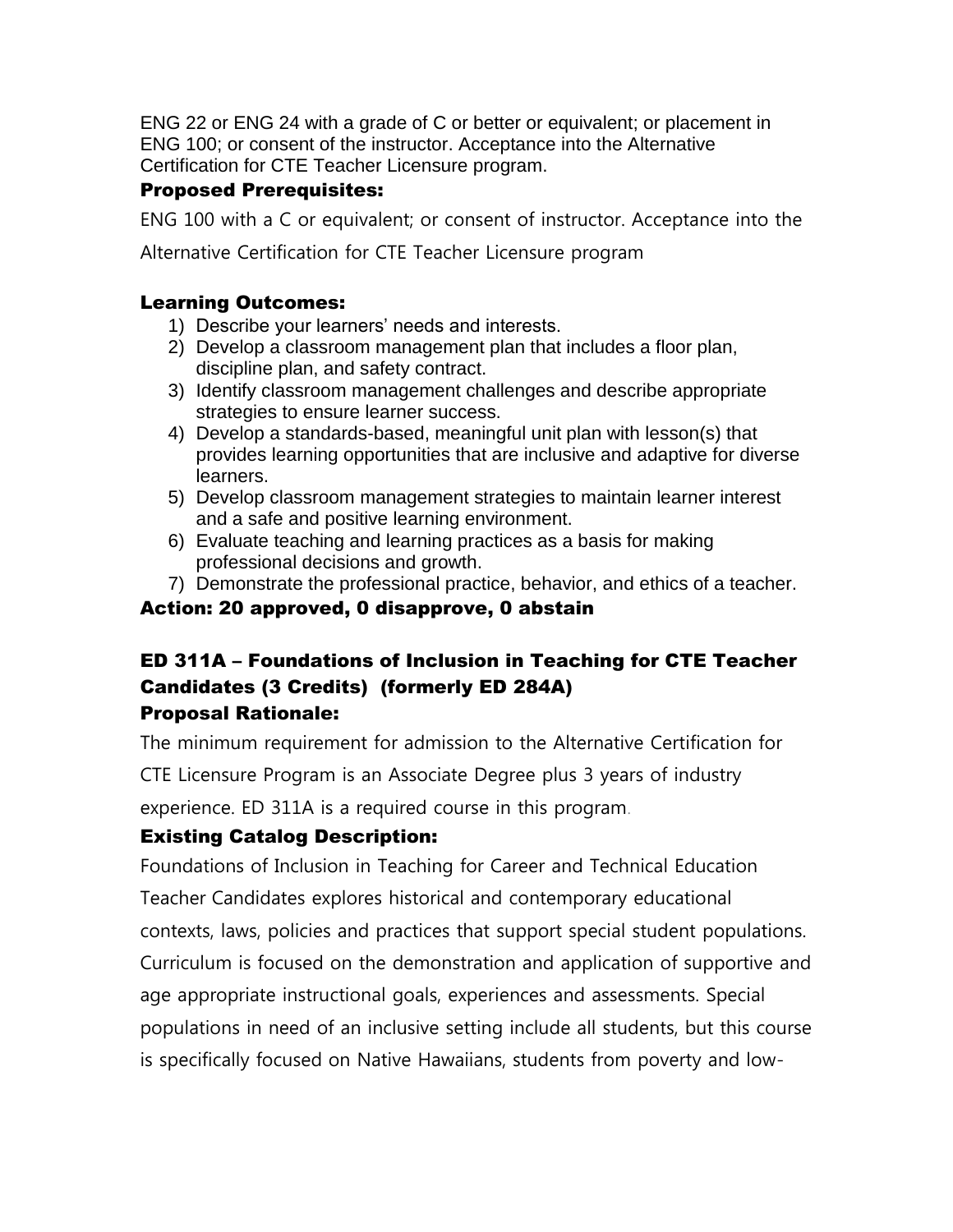ENG 22 or ENG 24 with a grade of C or better or equivalent; or placement in ENG 100; or consent of the instructor. Acceptance into the Alternative Certification for CTE Teacher Licensure program.

### Proposed Prerequisites:

ENG 100 with a C or equivalent; or consent of instructor. Acceptance into the Alternative Certification for CTE Teacher Licensure program

### Learning Outcomes:

1) Describe your learners' needs and interests.
2) Develop a classroom management plan that includes a floor plan, discipline plan, and safety contract.
3) Identify classroom management challenges and describe appropriate strategies to ensure learner success.
4) Develop a standards-based, meaningful unit plan with lesson(s) that provides learning opportunities that are inclusive and adaptive for diverse learners.
5) Develop classroom management strategies to maintain learner interest and a safe and positive learning environment.
6) Evaluate teaching and learning practices as a basis for making professional decisions and growth.
7) Demonstrate the professional practice, behavior, and ethics of a teacher.

### Action: 20 approved, 0 disapprove, 0 abstain

## ED 311A – Foundations of Inclusion in Teaching for CTE Teacher Candidates (3 Credits) (formerly ED 284A)

### Proposal Rationale:

The minimum requirement for admission to the Alternative Certification for CTE Licensure Program is an Associate Degree plus 3 years of industry experience. ED 311A is a required course in this program.

### Existing Catalog Description:

Foundations of Inclusion in Teaching for Career and Technical Education Teacher Candidates explores historical and contemporary educational contexts, laws, policies and practices that support special student populations. Curriculum is focused on the demonstration and application of supportive and age appropriate instructional goals, experiences and assessments. Special populations in need of an inclusive setting include all students, but this course is specifically focused on Native Hawaiians, students from poverty and low-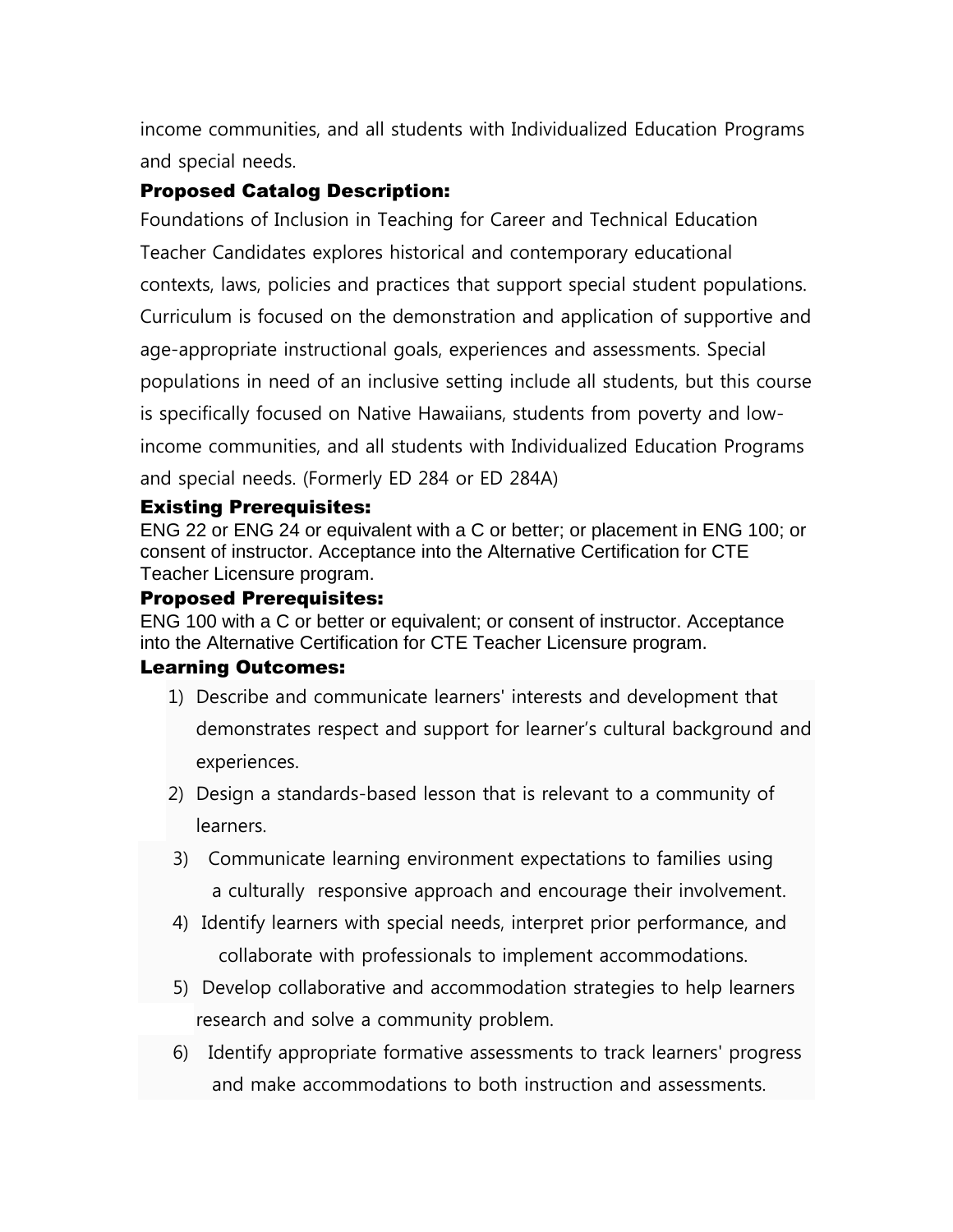income communities, and all students with Individualized Education Programs and special needs.

### Proposed Catalog Description:

Foundations of Inclusion in Teaching for Career and Technical Education Teacher Candidates explores historical and contemporary educational contexts, laws, policies and practices that support special student populations. Curriculum is focused on the demonstration and application of supportive and age-appropriate instructional goals, experiences and assessments. Special populations in need of an inclusive setting include all students, but this course is specifically focused on Native Hawaiians, students from poverty and low-income communities, and all students with Individualized Education Programs and special needs. (Formerly ED 284 or ED 284A)

### Existing Prerequisites:

ENG 22 or ENG 24 or equivalent with a C or better; or placement in ENG 100; or consent of instructor. Acceptance into the Alternative Certification for CTE Teacher Licensure program.

### Proposed Prerequisites:

ENG 100 with a C or better or equivalent; or consent of instructor. Acceptance into the Alternative Certification for CTE Teacher Licensure program.

### Learning Outcomes:

1) Describe and communicate learners' interests and development that demonstrates respect and support for learner's cultural background and experiences.
2) Design a standards-based lesson that is relevant to a community of learners.
3) Communicate learning environment expectations to families using a culturally responsive approach and encourage their involvement.
4) Identify learners with special needs, interpret prior performance, and collaborate with professionals to implement accommodations.
5) Develop collaborative and accommodation strategies to help learners research and solve a community problem.
6) Identify appropriate formative assessments to track learners' progress and make accommodations to both instruction and assessments.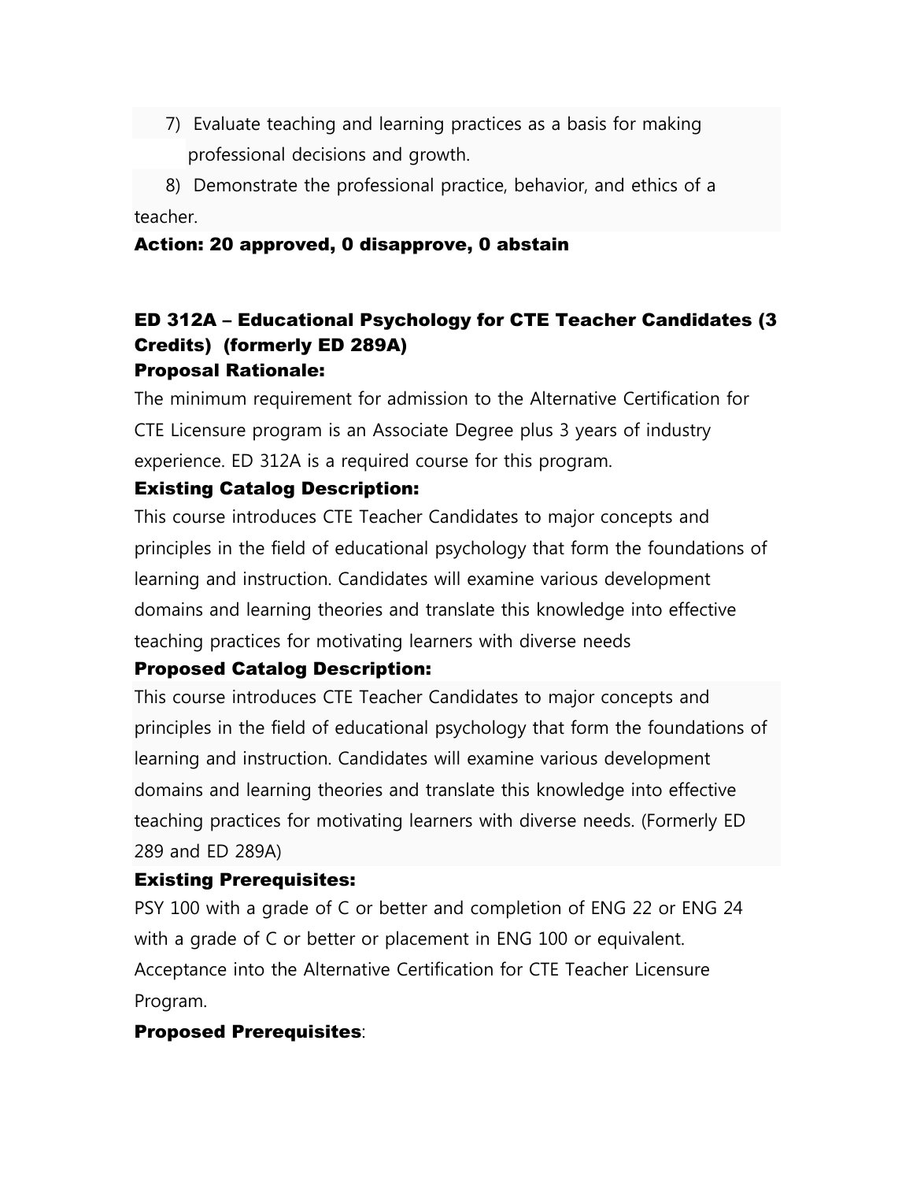7) Evaluate teaching and learning practices as a basis for making professional decisions and growth.

8) Demonstrate the professional practice, behavior, and ethics of a teacher.

**Action: 20 approved, 0 disapprove, 0 abstain**

**ED 312A – Educational Psychology for CTE Teacher Candidates (3 Credits) (formerly ED 289A)**

**Proposal Rationale:**

The minimum requirement for admission to the Alternative Certification for CTE Licensure program is an Associate Degree plus 3 years of industry experience. ED 312A is a required course for this program.

**Existing Catalog Description:**

This course introduces CTE Teacher Candidates to major concepts and principles in the field of educational psychology that form the foundations of learning and instruction. Candidates will examine various development domains and learning theories and translate this knowledge into effective teaching practices for motivating learners with diverse needs

**Proposed Catalog Description:**

This course introduces CTE Teacher Candidates to major concepts and principles in the field of educational psychology that form the foundations of learning and instruction. Candidates will examine various development domains and learning theories and translate this knowledge into effective teaching practices for motivating learners with diverse needs. (Formerly ED 289 and ED 289A)

**Existing Prerequisites:**

PSY 100 with a grade of C or better and completion of ENG 22 or ENG 24 with a grade of C or better or placement in ENG 100 or equivalent. Acceptance into the Alternative Certification for CTE Teacher Licensure Program.

**Proposed Prerequisites**: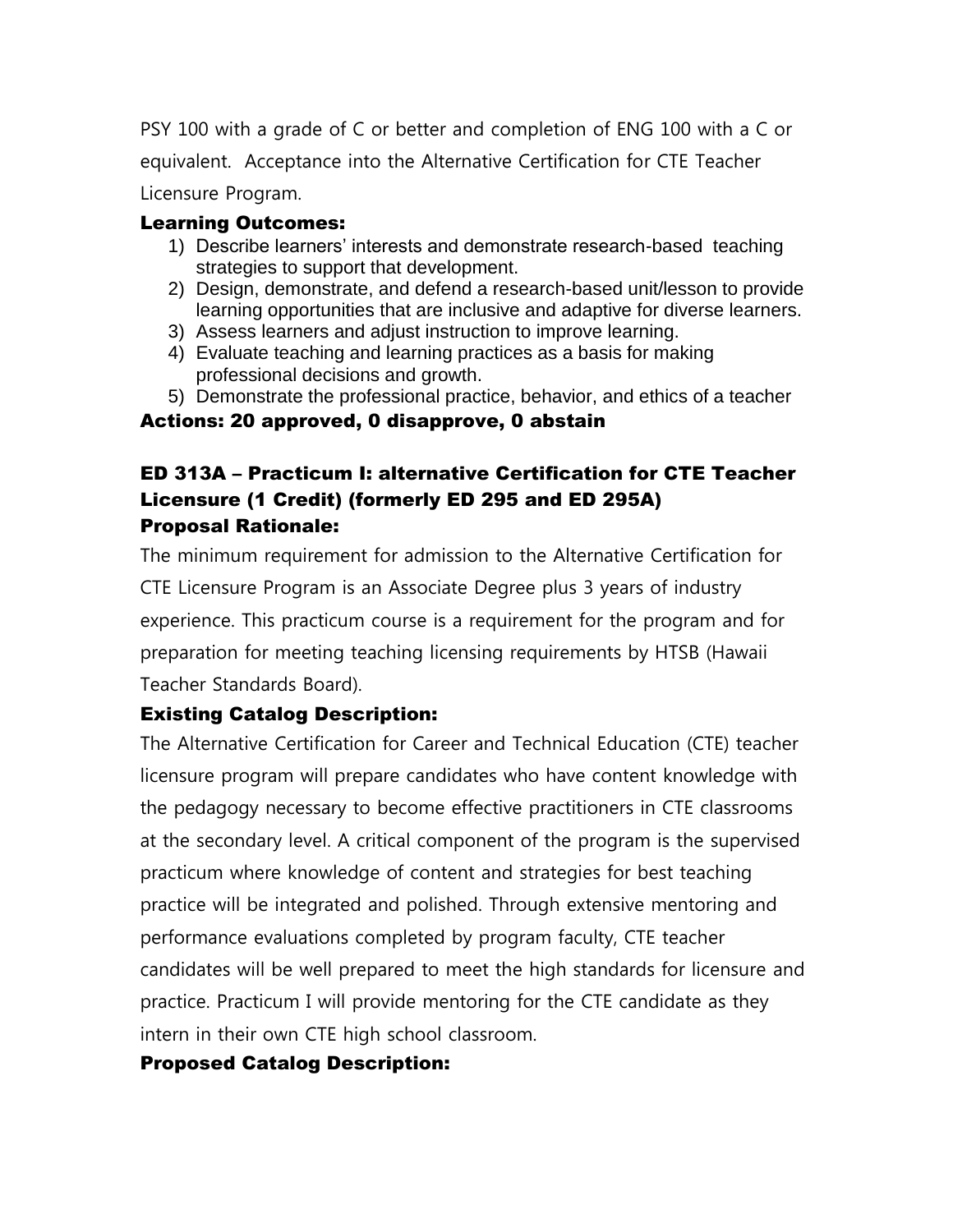PSY 100 with a grade of C or better and completion of ENG 100 with a C or equivalent. Acceptance into the Alternative Certification for CTE Teacher Licensure Program.

**Learning Outcomes:**

1) Describe learners' interests and demonstrate research-based teaching strategies to support that development.
2) Design, demonstrate, and defend a research-based unit/lesson to provide learning opportunities that are inclusive and adaptive for diverse learners.
3) Assess learners and adjust instruction to improve learning.
4) Evaluate teaching and learning practices as a basis for making professional decisions and growth.
5) Demonstrate the professional practice, behavior, and ethics of a teacher

**Actions: 20 approved, 0 disapprove, 0 abstain**

## ED 313A – Practicum I: alternative Certification for CTE Teacher Licensure (1 Credit) (formerly ED 295 and ED 295A)

**Proposal Rationale:**

The minimum requirement for admission to the Alternative Certification for CTE Licensure Program is an Associate Degree plus 3 years of industry experience. This practicum course is a requirement for the program and for preparation for meeting teaching licensing requirements by HTSB (Hawaii Teacher Standards Board).

**Existing Catalog Description:**

The Alternative Certification for Career and Technical Education (CTE) teacher licensure program will prepare candidates who have content knowledge with the pedagogy necessary to become effective practitioners in CTE classrooms at the secondary level. A critical component of the program is the supervised practicum where knowledge of content and strategies for best teaching practice will be integrated and polished. Through extensive mentoring and performance evaluations completed by program faculty, CTE teacher candidates will be well prepared to meet the high standards for licensure and practice. Practicum I will provide mentoring for the CTE candidate as they intern in their own CTE high school classroom.

**Proposed Catalog Description:**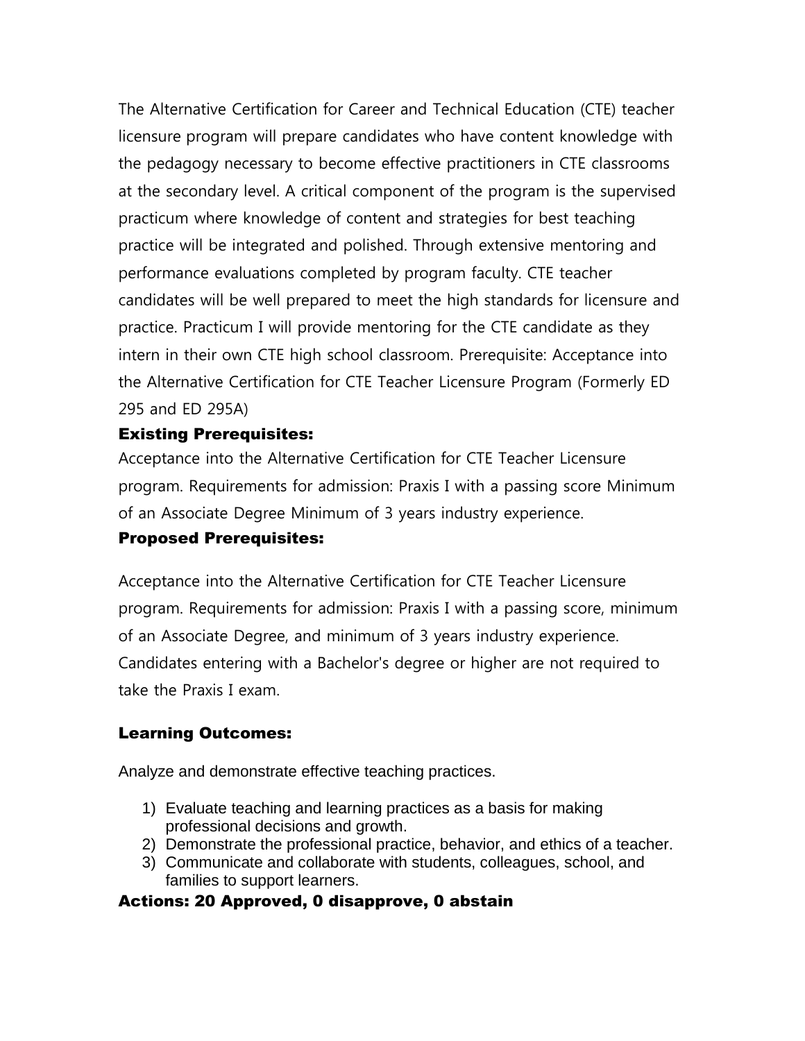The Alternative Certification for Career and Technical Education (CTE) teacher licensure program will prepare candidates who have content knowledge with the pedagogy necessary to become effective practitioners in CTE classrooms at the secondary level. A critical component of the program is the supervised practicum where knowledge of content and strategies for best teaching practice will be integrated and polished. Through extensive mentoring and performance evaluations completed by program faculty. CTE teacher candidates will be well prepared to meet the high standards for licensure and practice. Practicum I will provide mentoring for the CTE candidate as they intern in their own CTE high school classroom. Prerequisite: Acceptance into the Alternative Certification for CTE Teacher Licensure Program (Formerly ED 295 and ED 295A)

**Existing Prerequisites:**

Acceptance into the Alternative Certification for CTE Teacher Licensure program. Requirements for admission: Praxis I with a passing score Minimum of an Associate Degree Minimum of 3 years industry experience.

**Proposed Prerequisites:**

Acceptance into the Alternative Certification for CTE Teacher Licensure program. Requirements for admission: Praxis I with a passing score, minimum of an Associate Degree, and minimum of 3 years industry experience. Candidates entering with a Bachelor's degree or higher are not required to take the Praxis I exam.

**Learning Outcomes:**

Analyze and demonstrate effective teaching practices.

1) Evaluate teaching and learning practices as a basis for making professional decisions and growth.
2) Demonstrate the professional practice, behavior, and ethics of a teacher.
3) Communicate and collaborate with students, colleagues, school, and families to support learners.

**Actions: 20 Approved, 0 disapprove, 0 abstain**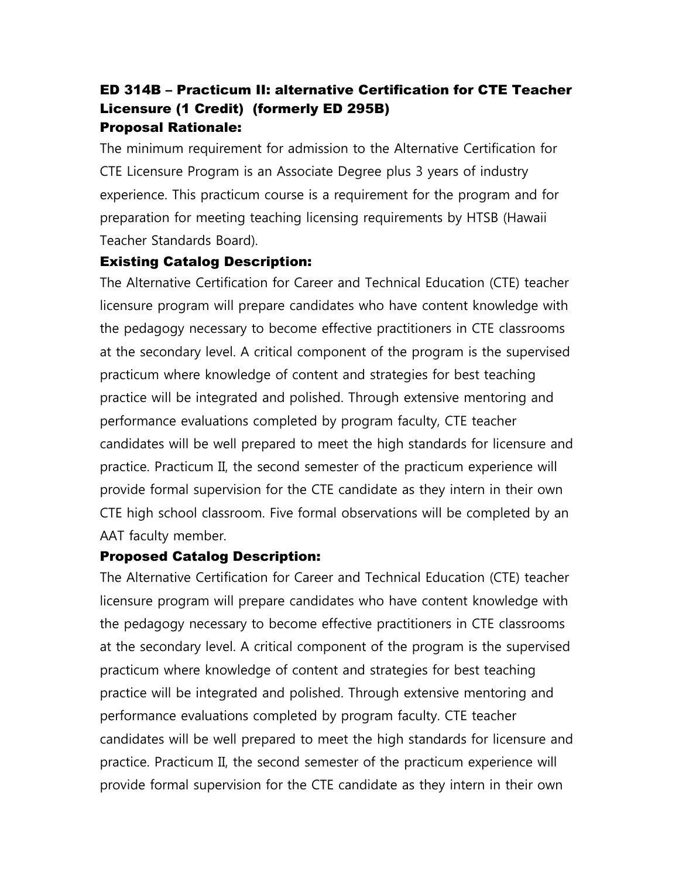### ED 314B – Practicum II: alternative Certification for CTE Teacher Licensure (1 Credit) (formerly ED 295B)

### Proposal Rationale:

The minimum requirement for admission to the Alternative Certification for CTE Licensure Program is an Associate Degree plus 3 years of industry experience. This practicum course is a requirement for the program and for preparation for meeting teaching licensing requirements by HTSB (Hawaii Teacher Standards Board).

### Existing Catalog Description:

The Alternative Certification for Career and Technical Education (CTE) teacher licensure program will prepare candidates who have content knowledge with the pedagogy necessary to become effective practitioners in CTE classrooms at the secondary level. A critical component of the program is the supervised practicum where knowledge of content and strategies for best teaching practice will be integrated and polished. Through extensive mentoring and performance evaluations completed by program faculty, CTE teacher candidates will be well prepared to meet the high standards for licensure and practice. Practicum II, the second semester of the practicum experience will provide formal supervision for the CTE candidate as they intern in their own CTE high school classroom. Five formal observations will be completed by an AAT faculty member.

### Proposed Catalog Description:

The Alternative Certification for Career and Technical Education (CTE) teacher licensure program will prepare candidates who have content knowledge with the pedagogy necessary to become effective practitioners in CTE classrooms at the secondary level. A critical component of the program is the supervised practicum where knowledge of content and strategies for best teaching practice will be integrated and polished. Through extensive mentoring and performance evaluations completed by program faculty. CTE teacher candidates will be well prepared to meet the high standards for licensure and practice. Practicum II, the second semester of the practicum experience will provide formal supervision for the CTE candidate as they intern in their own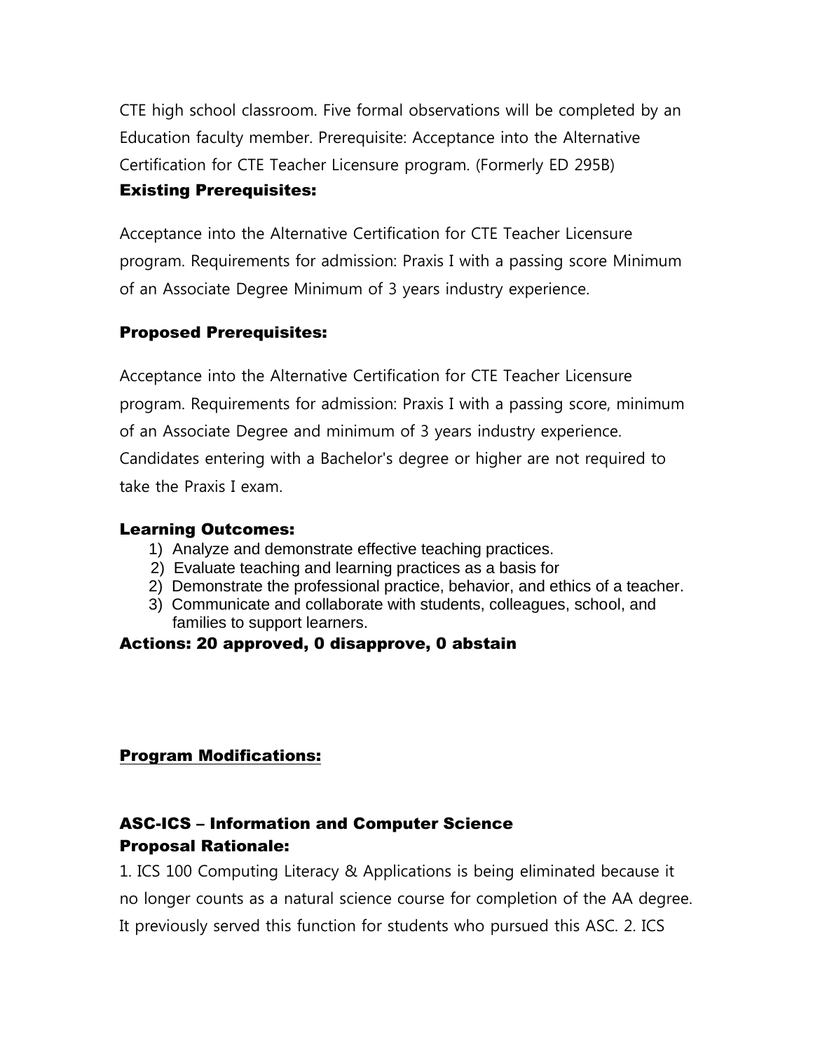CTE high school classroom. Five formal observations will be completed by an Education faculty member. Prerequisite: Acceptance into the Alternative Certification for CTE Teacher Licensure program. (Formerly ED 295B)

**Existing Prerequisites:**

Acceptance into the Alternative Certification for CTE Teacher Licensure program. Requirements for admission: Praxis I with a passing score Minimum of an Associate Degree Minimum of 3 years industry experience.

**Proposed Prerequisites:**

Acceptance into the Alternative Certification for CTE Teacher Licensure program. Requirements for admission: Praxis I with a passing score, minimum of an Associate Degree and minimum of 3 years industry experience. Candidates entering with a Bachelor's degree or higher are not required to take the Praxis I exam.

**Learning Outcomes:**

1) Analyze and demonstrate effective teaching practices.
2) Evaluate teaching and learning practices as a basis for
2) Demonstrate the professional practice, behavior, and ethics of a teacher.
3) Communicate and collaborate with students, colleagues, school, and families to support learners.

**Actions: 20 approved, 0 disapprove, 0 abstain**

**<u>Program Modifications:</u>**

**ASC-ICS – Information and Computer Science**
**Proposal Rationale:**

1. ICS 100 Computing Literacy & Applications is being eliminated because it no longer counts as a natural science course for completion of the AA degree. It previously served this function for students who pursued this ASC. 2. ICS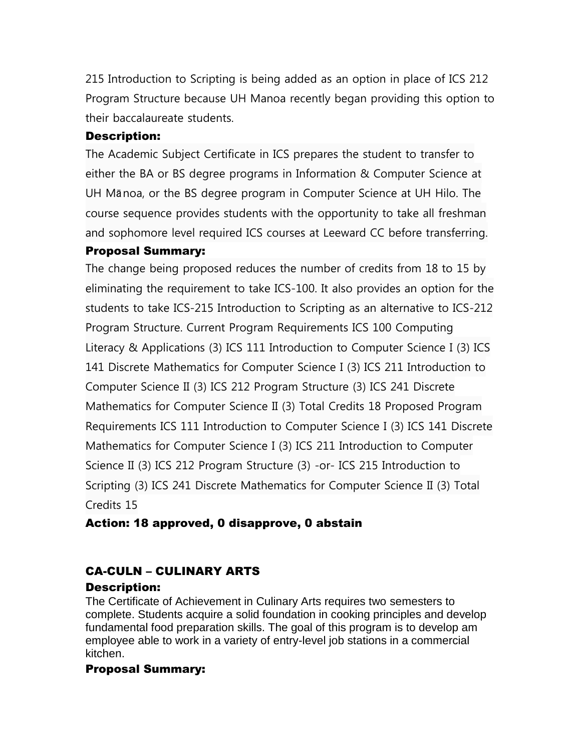215 Introduction to Scripting is being added as an option in place of ICS 212 Program Structure because UH Manoa recently began providing this option to their baccalaureate students.

**Description:**

The Academic Subject Certificate in ICS prepares the student to transfer to either the BA or BS degree programs in Information & Computer Science at UH Mānoa, or the BS degree program in Computer Science at UH Hilo. The course sequence provides students with the opportunity to take all freshman and sophomore level required ICS courses at Leeward CC before transferring.

**Proposal Summary:**

The change being proposed reduces the number of credits from 18 to 15 by eliminating the requirement to take ICS-100. It also provides an option for the students to take ICS-215 Introduction to Scripting as an alternative to ICS-212 Program Structure. Current Program Requirements ICS 100 Computing Literacy & Applications (3) ICS 111 Introduction to Computer Science I (3) ICS 141 Discrete Mathematics for Computer Science I (3) ICS 211 Introduction to Computer Science II (3) ICS 212 Program Structure (3) ICS 241 Discrete Mathematics for Computer Science II (3) Total Credits 18 Proposed Program Requirements ICS 111 Introduction to Computer Science I (3) ICS 141 Discrete Mathematics for Computer Science I (3) ICS 211 Introduction to Computer Science II (3) ICS 212 Program Structure (3) -or- ICS 215 Introduction to Scripting (3) ICS 241 Discrete Mathematics for Computer Science II (3) Total Credits 15

**Action: 18 approved, 0 disapprove, 0 abstain**

## CA-CULN – CULINARY ARTS

**Description:**

The Certificate of Achievement in Culinary Arts requires two semesters to complete. Students acquire a solid foundation in cooking principles and develop fundamental food preparation skills. The goal of this program is to develop am employee able to work in a variety of entry-level job stations in a commercial kitchen.

**Proposal Summary:**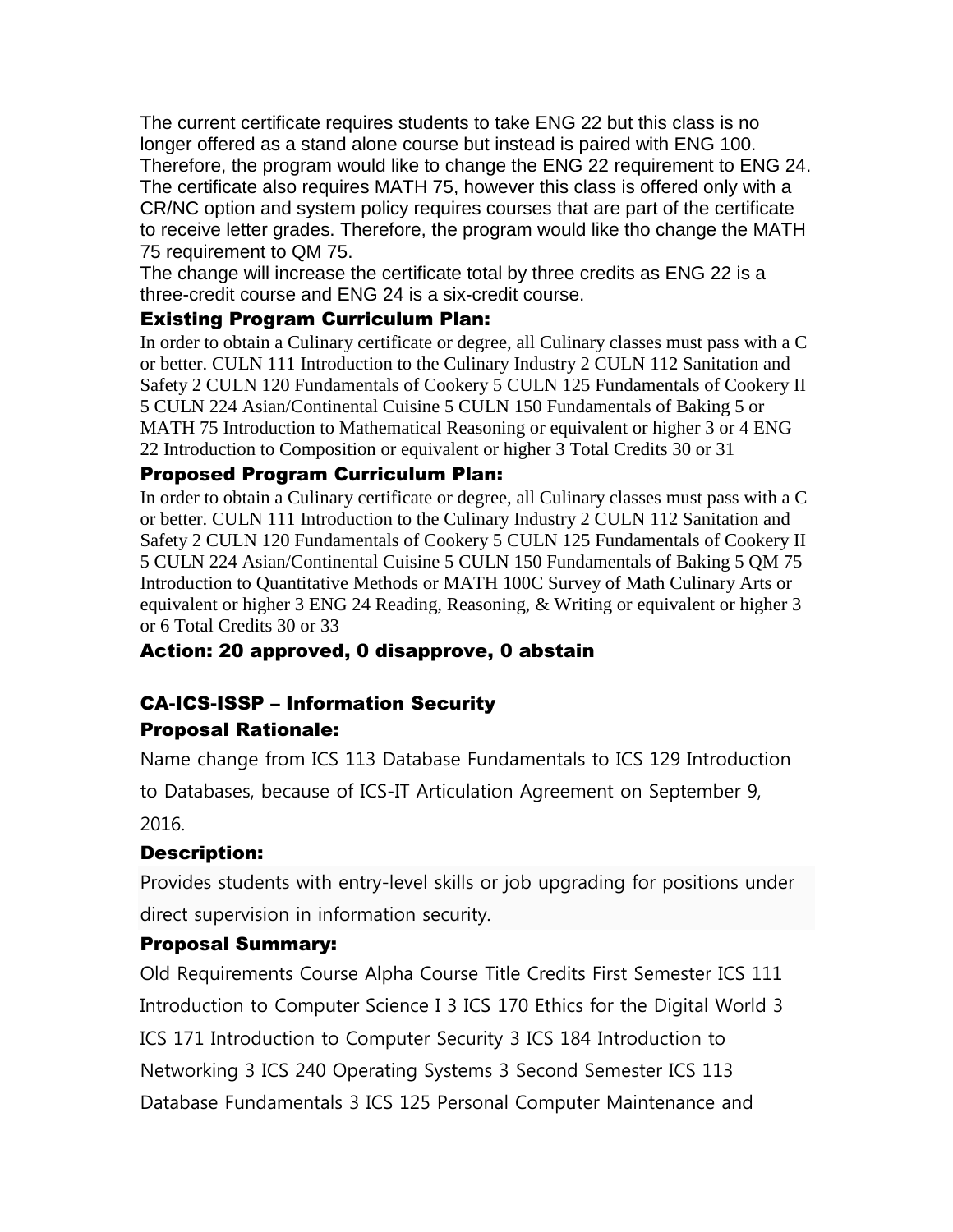The current certificate requires students to take ENG 22 but this class is no longer offered as a stand alone course but instead is paired with ENG 100. Therefore, the program would like to change the ENG 22 requirement to ENG 24. The certificate also requires MATH 75, however this class is offered only with a CR/NC option and system policy requires courses that are part of the certificate to receive letter grades. Therefore, the program would like tho change the MATH 75 requirement to QM 75.

The change will increase the certificate total by three credits as ENG 22 is a three-credit course and ENG 24 is a six-credit course.

### Existing Program Curriculum Plan:

In order to obtain a Culinary certificate or degree, all Culinary classes must pass with a C or better. CULN 111 Introduction to the Culinary Industry 2 CULN 112 Sanitation and Safety 2 CULN 120 Fundamentals of Cookery 5 CULN 125 Fundamentals of Cookery II 5 CULN 224 Asian/Continental Cuisine 5 CULN 150 Fundamentals of Baking 5 or MATH 75 Introduction to Mathematical Reasoning or equivalent or higher 3 or 4 ENG 22 Introduction to Composition or equivalent or higher 3 Total Credits 30 or 31

### Proposed Program Curriculum Plan:

In order to obtain a Culinary certificate or degree, all Culinary classes must pass with a C or better. CULN 111 Introduction to the Culinary Industry 2 CULN 112 Sanitation and Safety 2 CULN 120 Fundamentals of Cookery 5 CULN 125 Fundamentals of Cookery II 5 CULN 224 Asian/Continental Cuisine 5 CULN 150 Fundamentals of Baking 5 QM 75 Introduction to Quantitative Methods or MATH 100C Survey of Math Culinary Arts or equivalent or higher 3 ENG 24 Reading, Reasoning, & Writing or equivalent or higher 3 or 6 Total Credits 30 or 33

### Action: 20 approved, 0 disapprove, 0 abstain

### CA-ICS-ISSP – Information Security

### Proposal Rationale:

Name change from ICS 113 Database Fundamentals to ICS 129 Introduction to Databases, because of ICS-IT Articulation Agreement on September 9, 2016.

### Description:

Provides students with entry-level skills or job upgrading for positions under direct supervision in information security.

### Proposal Summary:

Old Requirements Course Alpha Course Title Credits First Semester ICS 111 Introduction to Computer Science I 3 ICS 170 Ethics for the Digital World 3 ICS 171 Introduction to Computer Security 3 ICS 184 Introduction to Networking 3 ICS 240 Operating Systems 3 Second Semester ICS 113 Database Fundamentals 3 ICS 125 Personal Computer Maintenance and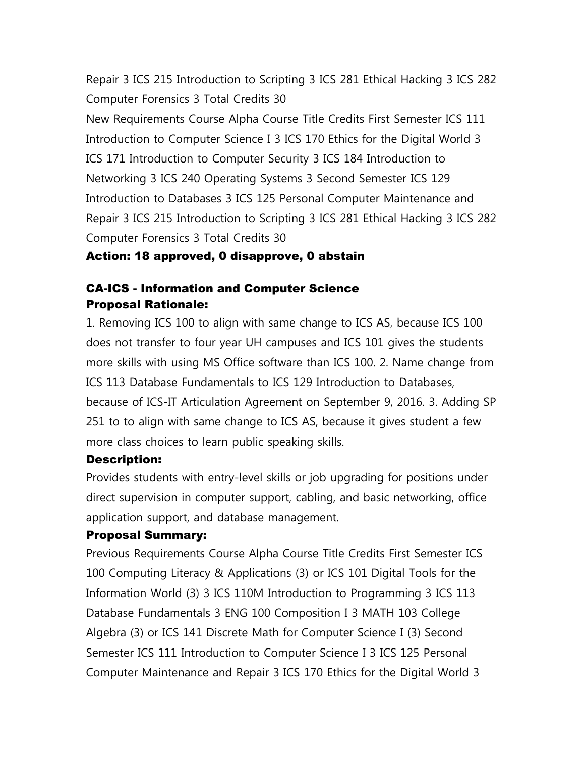Repair 3 ICS 215 Introduction to Scripting 3 ICS 281 Ethical Hacking 3 ICS 282 Computer Forensics 3 Total Credits 30

New Requirements Course Alpha Course Title Credits First Semester ICS 111 Introduction to Computer Science I 3 ICS 170 Ethics for the Digital World 3 ICS 171 Introduction to Computer Security 3 ICS 184 Introduction to Networking 3 ICS 240 Operating Systems 3 Second Semester ICS 129 Introduction to Databases 3 ICS 125 Personal Computer Maintenance and Repair 3 ICS 215 Introduction to Scripting 3 ICS 281 Ethical Hacking 3 ICS 282 Computer Forensics 3 Total Credits 30

**Action: 18 approved, 0 disapprove, 0 abstain**

### CA-ICS - Information and Computer Science

**Proposal Rationale:**

1. Removing ICS 100 to align with same change to ICS AS, because ICS 100 does not transfer to four year UH campuses and ICS 101 gives the students more skills with using MS Office software than ICS 100. 2. Name change from ICS 113 Database Fundamentals to ICS 129 Introduction to Databases, because of ICS-IT Articulation Agreement on September 9, 2016. 3. Adding SP 251 to to align with same change to ICS AS, because it gives student a few more class choices to learn public speaking skills.

**Description:**

Provides students with entry-level skills or job upgrading for positions under direct supervision in computer support, cabling, and basic networking, office application support, and database management.

**Proposal Summary:**

Previous Requirements Course Alpha Course Title Credits First Semester ICS 100 Computing Literacy & Applications (3) or ICS 101 Digital Tools for the Information World (3) 3 ICS 110M Introduction to Programming 3 ICS 113 Database Fundamentals 3 ENG 100 Composition I 3 MATH 103 College Algebra (3) or ICS 141 Discrete Math for Computer Science I (3) Second Semester ICS 111 Introduction to Computer Science I 3 ICS 125 Personal Computer Maintenance and Repair 3 ICS 170 Ethics for the Digital World 3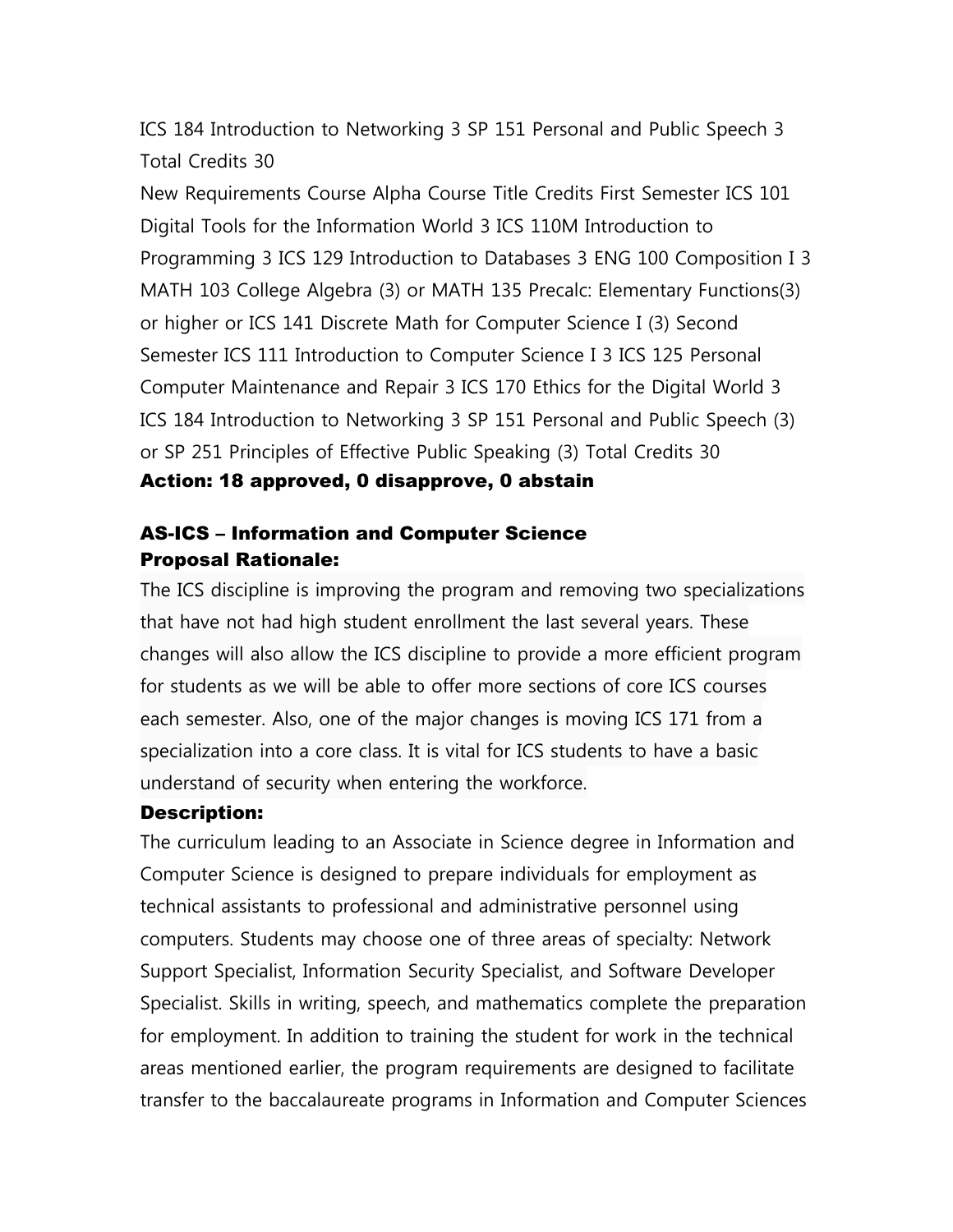ICS 184 Introduction to Networking 3 SP 151 Personal and Public Speech 3 Total Credits 30

New Requirements Course Alpha Course Title Credits First Semester ICS 101 Digital Tools for the Information World 3 ICS 110M Introduction to Programming 3 ICS 129 Introduction to Databases 3 ENG 100 Composition I 3 MATH 103 College Algebra (3) or MATH 135 Precalc: Elementary Functions(3) or higher or ICS 141 Discrete Math for Computer Science I (3) Second Semester ICS 111 Introduction to Computer Science I 3 ICS 125 Personal Computer Maintenance and Repair 3 ICS 170 Ethics for the Digital World 3 ICS 184 Introduction to Networking 3 SP 151 Personal and Public Speech (3) or SP 251 Principles of Effective Public Speaking (3) Total Credits 30

**Action: 18 approved, 0 disapprove, 0 abstain**

**AS-ICS – Information and Computer Science**

**Proposal Rationale:**

The ICS discipline is improving the program and removing two specializations that have not had high student enrollment the last several years. These changes will also allow the ICS discipline to provide a more efficient program for students as we will be able to offer more sections of core ICS courses each semester. Also, one of the major changes is moving ICS 171 from a specialization into a core class. It is vital for ICS students to have a basic understand of security when entering the workforce.

**Description:**

The curriculum leading to an Associate in Science degree in Information and Computer Science is designed to prepare individuals for employment as technical assistants to professional and administrative personnel using computers. Students may choose one of three areas of specialty: Network Support Specialist, Information Security Specialist, and Software Developer Specialist. Skills in writing, speech, and mathematics complete the preparation for employment. In addition to training the student for work in the technical areas mentioned earlier, the program requirements are designed to facilitate transfer to the baccalaureate programs in Information and Computer Sciences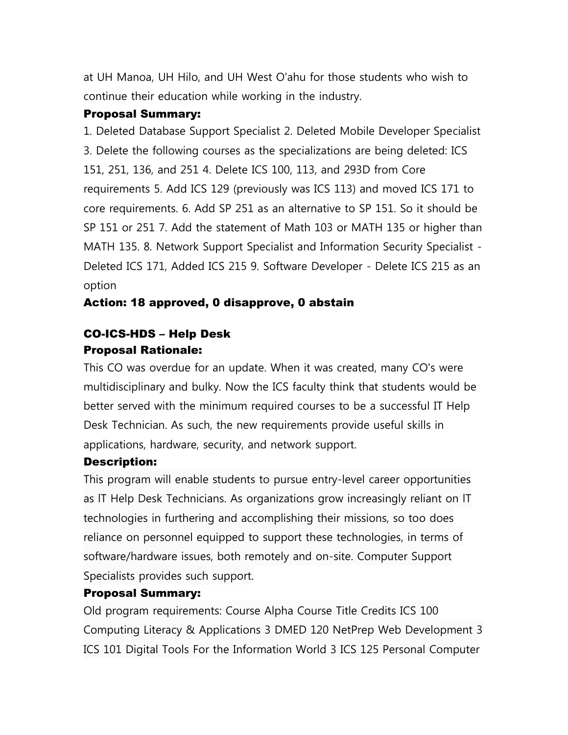at UH Manoa, UH Hilo, and UH West O'ahu for those students who wish to continue their education while working in the industry.

**Proposal Summary:**

1. Deleted Database Support Specialist 2. Deleted Mobile Developer Specialist 3. Delete the following courses as the specializations are being deleted: ICS 151, 251, 136, and 251 4. Delete ICS 100, 113, and 293D from Core requirements 5. Add ICS 129 (previously was ICS 113) and moved ICS 171 to core requirements. 6. Add SP 251 as an alternative to SP 151. So it should be SP 151 or 251 7. Add the statement of Math 103 or MATH 135 or higher than MATH 135. 8. Network Support Specialist and Information Security Specialist - Deleted ICS 171, Added ICS 215 9. Software Developer - Delete ICS 215 as an option

**Action: 18 approved, 0 disapprove, 0 abstain**

### CO-ICS-HDS – Help Desk

**Proposal Rationale:**

This CO was overdue for an update. When it was created, many CO's were multidisciplinary and bulky. Now the ICS faculty think that students would be better served with the minimum required courses to be a successful IT Help Desk Technician. As such, the new requirements provide useful skills in applications, hardware, security, and network support.

**Description:**

This program will enable students to pursue entry-level career opportunities as IT Help Desk Technicians. As organizations grow increasingly reliant on IT technologies in furthering and accomplishing their missions, so too does reliance on personnel equipped to support these technologies, in terms of software/hardware issues, both remotely and on-site. Computer Support Specialists provides such support.

**Proposal Summary:**

Old program requirements: Course Alpha Course Title Credits ICS 100 Computing Literacy & Applications 3 DMED 120 NetPrep Web Development 3 ICS 101 Digital Tools For the Information World 3 ICS 125 Personal Computer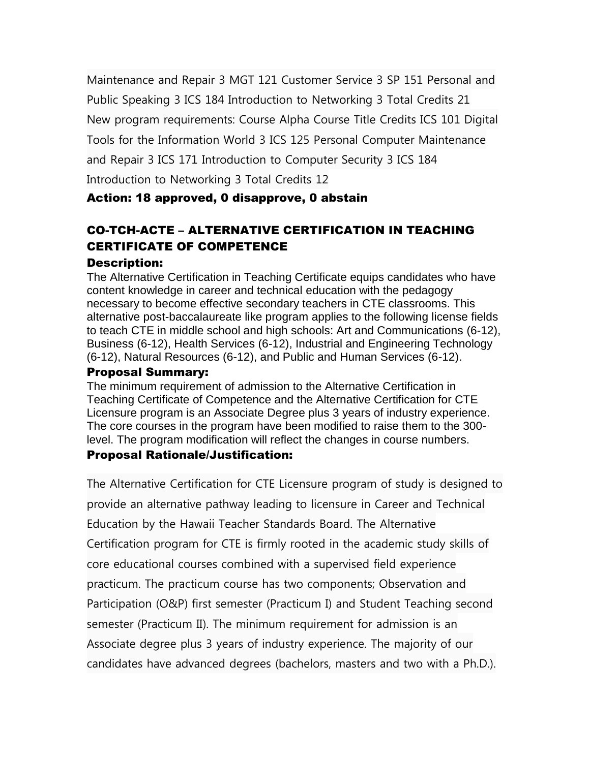Maintenance and Repair 3 MGT 121 Customer Service 3 SP 151 Personal and Public Speaking 3 ICS 184 Introduction to Networking 3 Total Credits 21 New program requirements: Course Alpha Course Title Credits ICS 101 Digital Tools for the Information World 3 ICS 125 Personal Computer Maintenance and Repair 3 ICS 171 Introduction to Computer Security 3 ICS 184 Introduction to Networking 3 Total Credits 12

**Action: 18 approved, 0 disapprove, 0 abstain**

## CO-TCH-ACTE – ALTERNATIVE CERTIFICATION IN TEACHING CERTIFICATE OF COMPETENCE

### Description:

The Alternative Certification in Teaching Certificate equips candidates who have content knowledge in career and technical education with the pedagogy necessary to become effective secondary teachers in CTE classrooms. This alternative post-baccalaureate like program applies to the following license fields to teach CTE in middle school and high schools: Art and Communications (6-12), Business (6-12), Health Services (6-12), Industrial and Engineering Technology (6-12), Natural Resources (6-12), and Public and Human Services (6-12).

### Proposal Summary:

The minimum requirement of admission to the Alternative Certification in Teaching Certificate of Competence and the Alternative Certification for CTE Licensure program is an Associate Degree plus 3 years of industry experience. The core courses in the program have been modified to raise them to the 300-level. The program modification will reflect the changes in course numbers.

### Proposal Rationale/Justification:

The Alternative Certification for CTE Licensure program of study is designed to provide an alternative pathway leading to licensure in Career and Technical Education by the Hawaii Teacher Standards Board. The Alternative Certification program for CTE is firmly rooted in the academic study skills of core educational courses combined with a supervised field experience practicum. The practicum course has two components; Observation and Participation (O&P) first semester (Practicum I) and Student Teaching second semester (Practicum II). The minimum requirement for admission is an Associate degree plus 3 years of industry experience. The majority of our candidates have advanced degrees (bachelors, masters and two with a Ph.D.).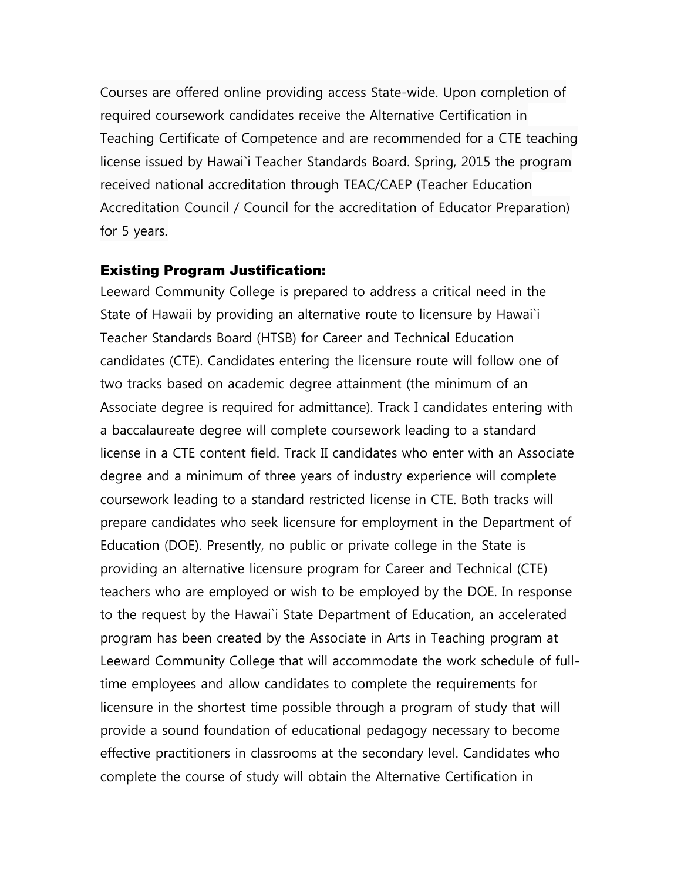Courses are offered online providing access State-wide. Upon completion of required coursework candidates receive the Alternative Certification in Teaching Certificate of Competence and are recommended for a CTE teaching license issued by Hawai`i Teacher Standards Board. Spring, 2015 the program received national accreditation through TEAC/CAEP (Teacher Education Accreditation Council / Council for the accreditation of Educator Preparation) for 5 years.

**Existing Program Justification:**

Leeward Community College is prepared to address a critical need in the State of Hawaii by providing an alternative route to licensure by Hawai`i Teacher Standards Board (HTSB) for Career and Technical Education candidates (CTE). Candidates entering the licensure route will follow one of two tracks based on academic degree attainment (the minimum of an Associate degree is required for admittance). Track I candidates entering with a baccalaureate degree will complete coursework leading to a standard license in a CTE content field. Track II candidates who enter with an Associate degree and a minimum of three years of industry experience will complete coursework leading to a standard restricted license in CTE. Both tracks will prepare candidates who seek licensure for employment in the Department of Education (DOE). Presently, no public or private college in the State is providing an alternative licensure program for Career and Technical (CTE) teachers who are employed or wish to be employed by the DOE. In response to the request by the Hawai`i State Department of Education, an accelerated program has been created by the Associate in Arts in Teaching program at Leeward Community College that will accommodate the work schedule of full-time employees and allow candidates to complete the requirements for licensure in the shortest time possible through a program of study that will provide a sound foundation of educational pedagogy necessary to become effective practitioners in classrooms at the secondary level. Candidates who complete the course of study will obtain the Alternative Certification in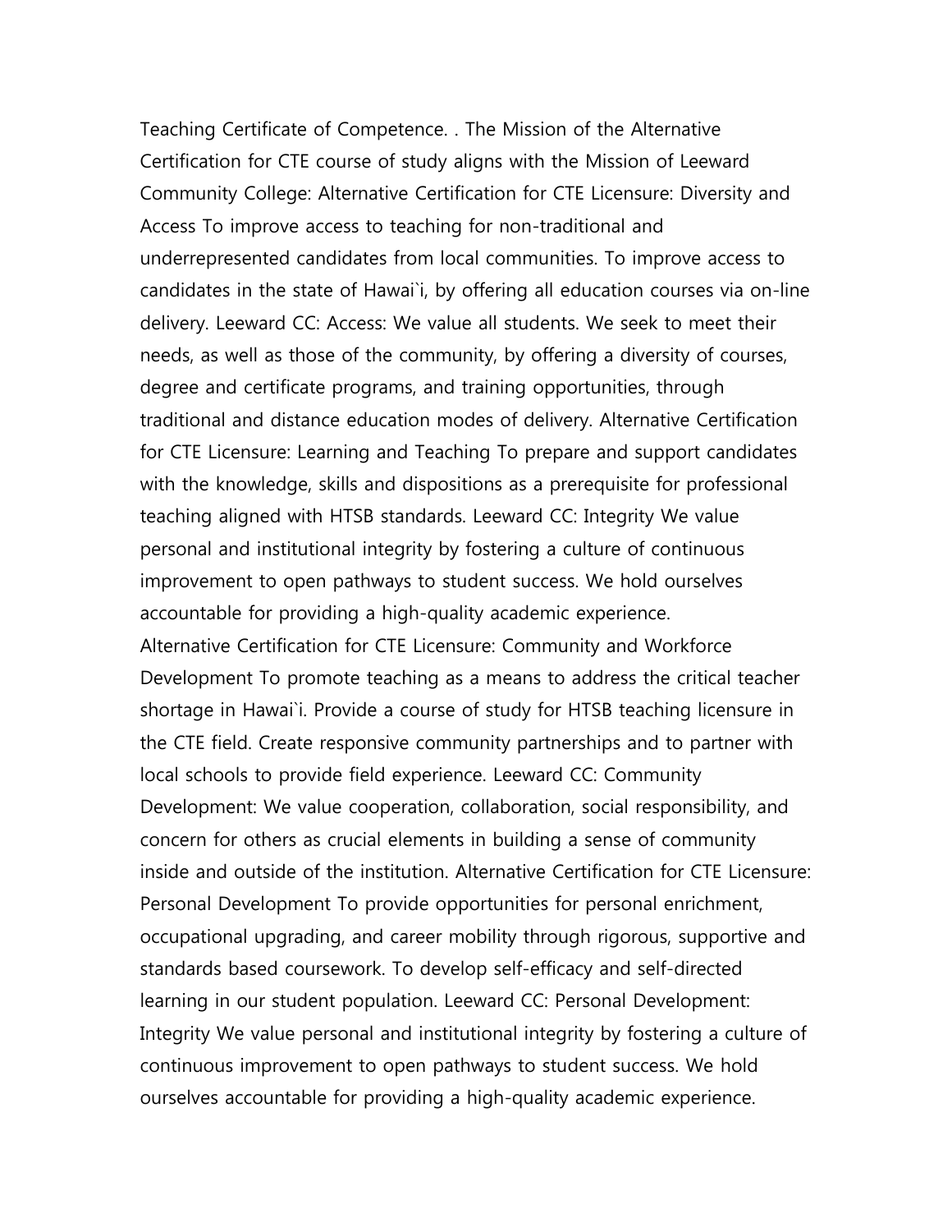Teaching Certificate of Competence. . The Mission of the Alternative Certification for CTE course of study aligns with the Mission of Leeward Community College: Alternative Certification for CTE Licensure: Diversity and Access To improve access to teaching for non-traditional and underrepresented candidates from local communities. To improve access to candidates in the state of Hawai`i, by offering all education courses via on-line delivery. Leeward CC: Access: We value all students. We seek to meet their needs, as well as those of the community, by offering a diversity of courses, degree and certificate programs, and training opportunities, through traditional and distance education modes of delivery. Alternative Certification for CTE Licensure: Learning and Teaching To prepare and support candidates with the knowledge, skills and dispositions as a prerequisite for professional teaching aligned with HTSB standards. Leeward CC: Integrity We value personal and institutional integrity by fostering a culture of continuous improvement to open pathways to student success. We hold ourselves accountable for providing a high-quality academic experience. Alternative Certification for CTE Licensure: Community and Workforce Development To promote teaching as a means to address the critical teacher shortage in Hawai`i. Provide a course of study for HTSB teaching licensure in the CTE field. Create responsive community partnerships and to partner with local schools to provide field experience. Leeward CC: Community Development: We value cooperation, collaboration, social responsibility, and concern for others as crucial elements in building a sense of community inside and outside of the institution. Alternative Certification for CTE Licensure: Personal Development To provide opportunities for personal enrichment, occupational upgrading, and career mobility through rigorous, supportive and standards based coursework. To develop self-efficacy and self-directed learning in our student population. Leeward CC: Personal Development: Integrity We value personal and institutional integrity by fostering a culture of continuous improvement to open pathways to student success. We hold ourselves accountable for providing a high-quality academic experience.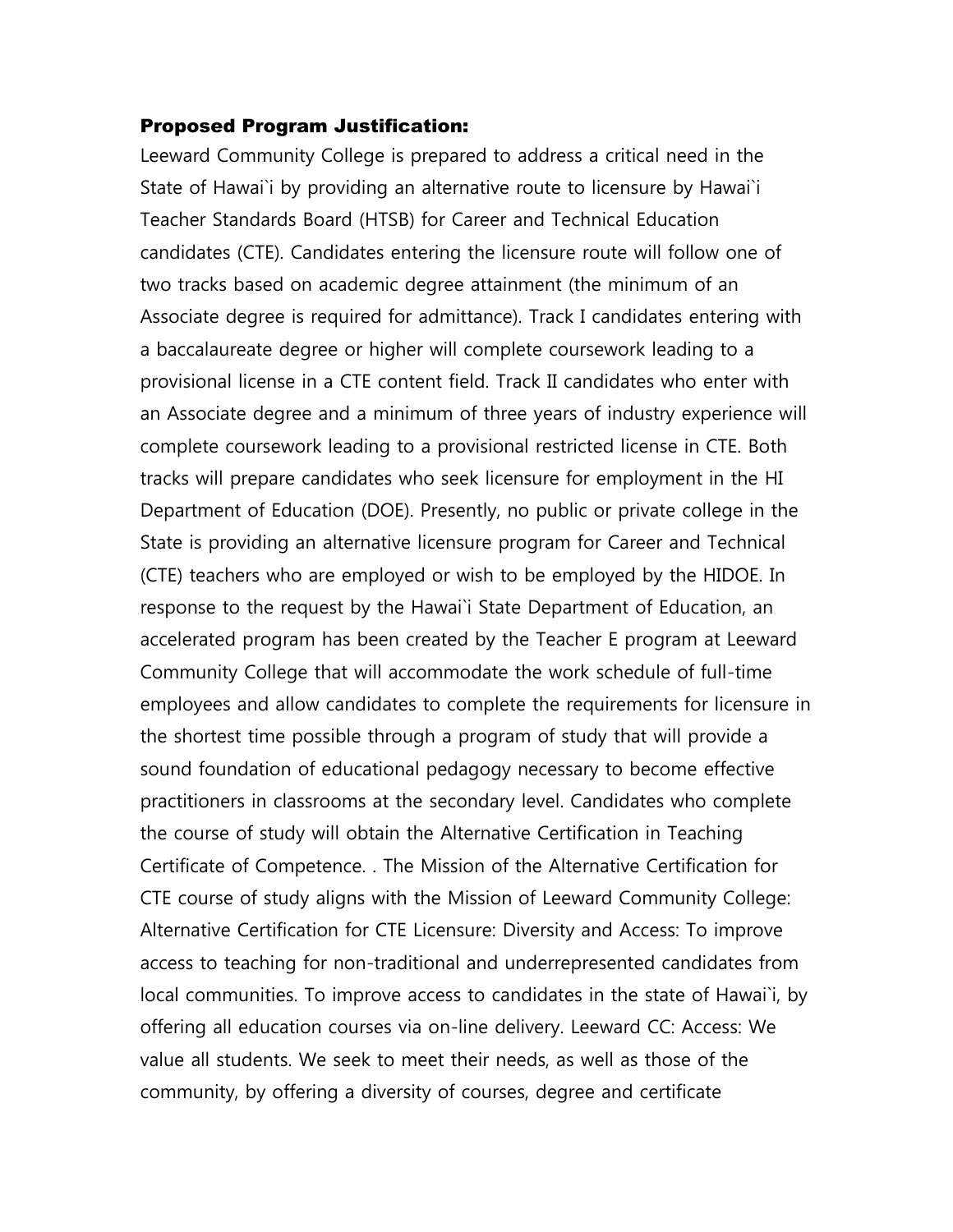**Proposed Program Justification:**

Leeward Community College is prepared to address a critical need in the State of Hawai`i by providing an alternative route to licensure by Hawai`i Teacher Standards Board (HTSB) for Career and Technical Education candidates (CTE). Candidates entering the licensure route will follow one of two tracks based on academic degree attainment (the minimum of an Associate degree is required for admittance). Track I candidates entering with a baccalaureate degree or higher will complete coursework leading to a provisional license in a CTE content field. Track II candidates who enter with an Associate degree and a minimum of three years of industry experience will complete coursework leading to a provisional restricted license in CTE. Both tracks will prepare candidates who seek licensure for employment in the HI Department of Education (DOE). Presently, no public or private college in the State is providing an alternative licensure program for Career and Technical (CTE) teachers who are employed or wish to be employed by the HIDOE. In response to the request by the Hawai`i State Department of Education, an accelerated program has been created by the Teacher E program at Leeward Community College that will accommodate the work schedule of full-time employees and allow candidates to complete the requirements for licensure in the shortest time possible through a program of study that will provide a sound foundation of educational pedagogy necessary to become effective practitioners in classrooms at the secondary level. Candidates who complete the course of study will obtain the Alternative Certification in Teaching Certificate of Competence. . The Mission of the Alternative Certification for CTE course of study aligns with the Mission of Leeward Community College: Alternative Certification for CTE Licensure: Diversity and Access: To improve access to teaching for non-traditional and underrepresented candidates from local communities. To improve access to candidates in the state of Hawai`i, by offering all education courses via on-line delivery. Leeward CC: Access: We value all students. We seek to meet their needs, as well as those of the community, by offering a diversity of courses, degree and certificate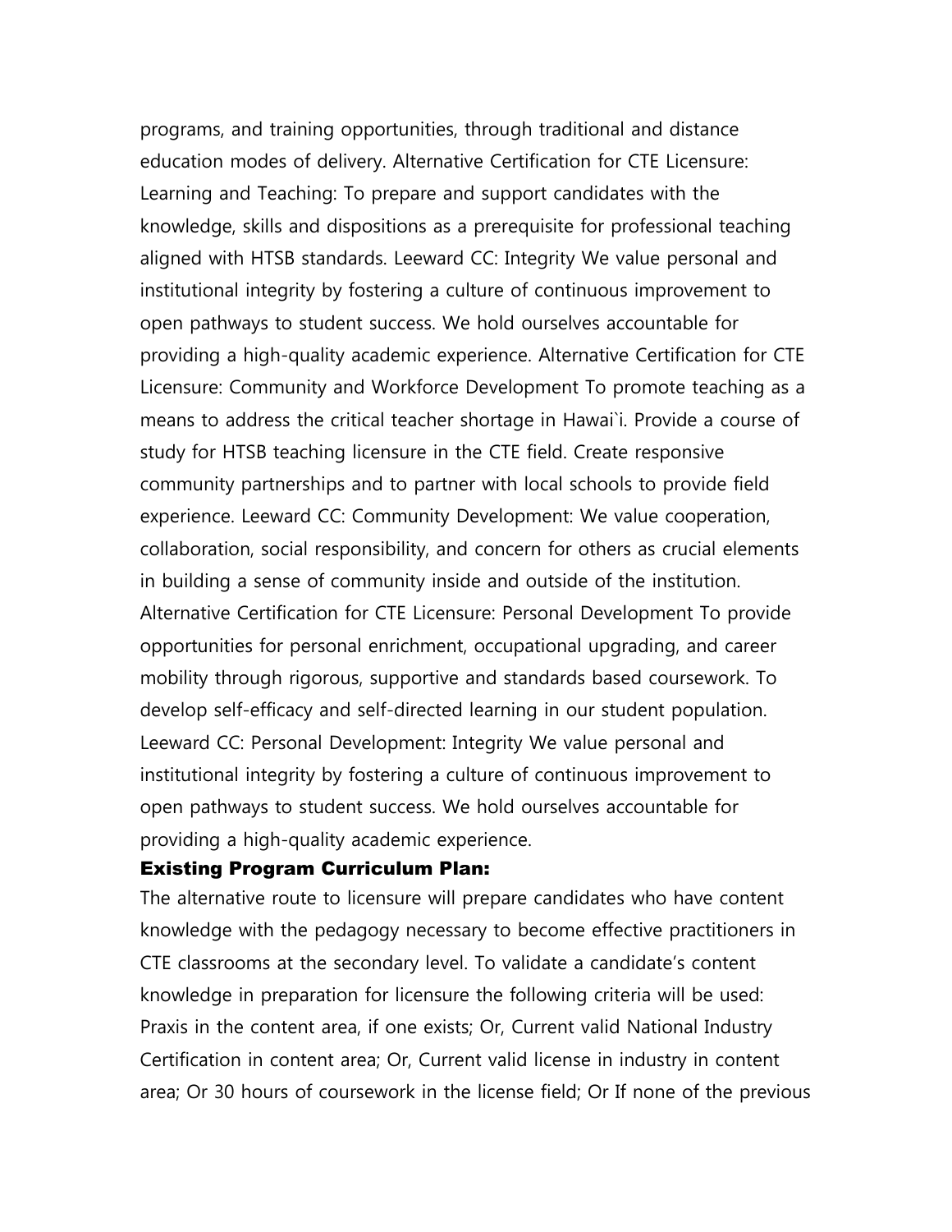programs, and training opportunities, through traditional and distance education modes of delivery. Alternative Certification for CTE Licensure: Learning and Teaching: To prepare and support candidates with the knowledge, skills and dispositions as a prerequisite for professional teaching aligned with HTSB standards. Leeward CC: Integrity We value personal and institutional integrity by fostering a culture of continuous improvement to open pathways to student success. We hold ourselves accountable for providing a high-quality academic experience. Alternative Certification for CTE Licensure: Community and Workforce Development To promote teaching as a means to address the critical teacher shortage in Hawai`i. Provide a course of study for HTSB teaching licensure in the CTE field. Create responsive community partnerships and to partner with local schools to provide field experience. Leeward CC: Community Development: We value cooperation, collaboration, social responsibility, and concern for others as crucial elements in building a sense of community inside and outside of the institution. Alternative Certification for CTE Licensure: Personal Development To provide opportunities for personal enrichment, occupational upgrading, and career mobility through rigorous, supportive and standards based coursework. To develop self-efficacy and self-directed learning in our student population. Leeward CC: Personal Development: Integrity We value personal and institutional integrity by fostering a culture of continuous improvement to open pathways to student success. We hold ourselves accountable for providing a high-quality academic experience.

**Existing Program Curriculum Plan:**

The alternative route to licensure will prepare candidates who have content knowledge with the pedagogy necessary to become effective practitioners in CTE classrooms at the secondary level. To validate a candidate's content knowledge in preparation for licensure the following criteria will be used: Praxis in the content area, if one exists; Or, Current valid National Industry Certification in content area; Or, Current valid license in industry in content area; Or 30 hours of coursework in the license field; Or If none of the previous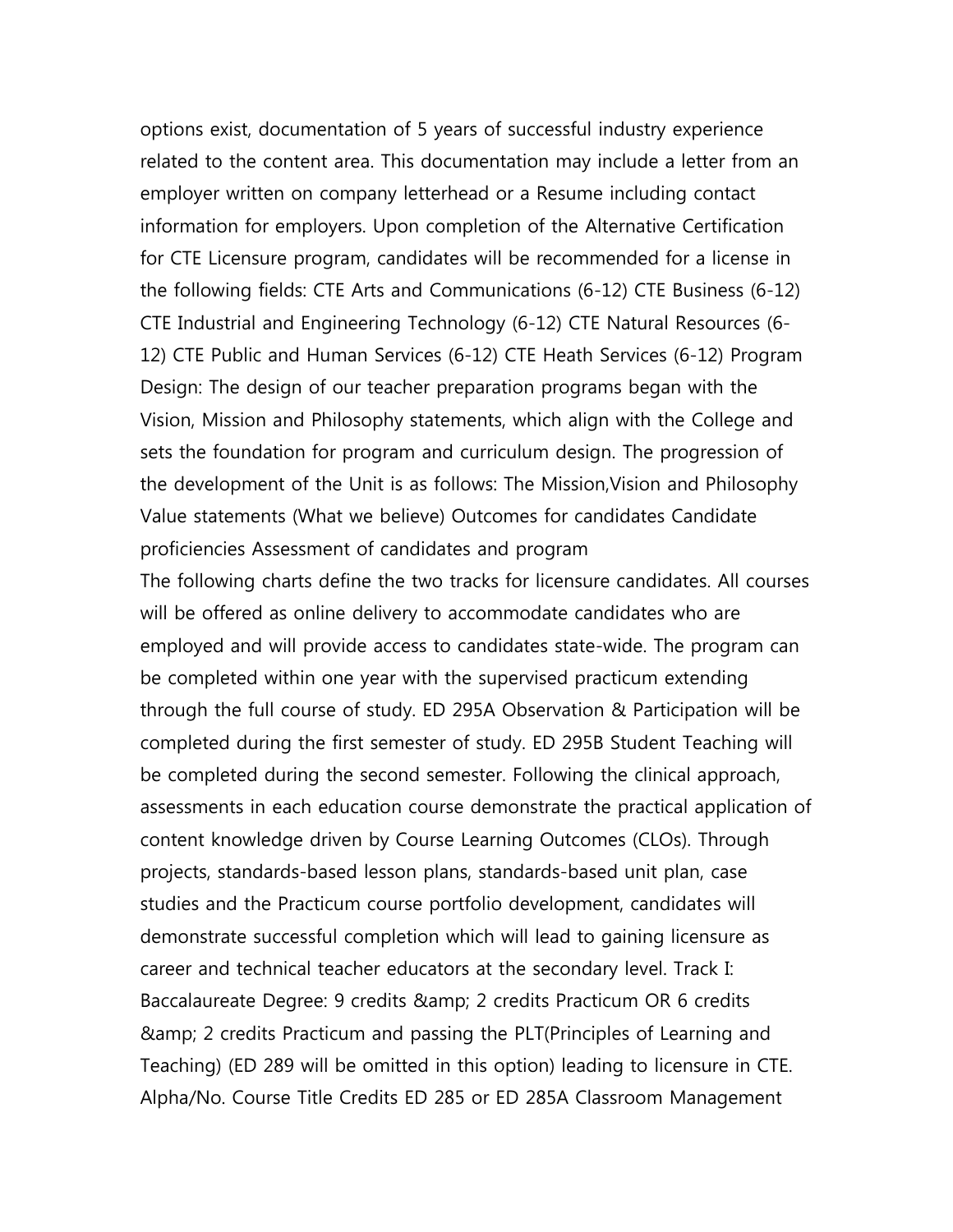options exist, documentation of 5 years of successful industry experience related to the content area. This documentation may include a letter from an employer written on company letterhead or a Resume including contact information for employers. Upon completion of the Alternative Certification for CTE Licensure program, candidates will be recommended for a license in the following fields: CTE Arts and Communications (6-12) CTE Business (6-12) CTE Industrial and Engineering Technology (6-12) CTE Natural Resources (6-12) CTE Public and Human Services (6-12) CTE Heath Services (6-12) Program Design: The design of our teacher preparation programs began with the Vision, Mission and Philosophy statements, which align with the College and sets the foundation for program and curriculum design. The progression of the development of the Unit is as follows: The Mission,Vision and Philosophy Value statements (What we believe) Outcomes for candidates Candidate proficiencies Assessment of candidates and program

The following charts define the two tracks for licensure candidates. All courses will be offered as online delivery to accommodate candidates who are employed and will provide access to candidates state-wide. The program can be completed within one year with the supervised practicum extending through the full course of study. ED 295A Observation & Participation will be completed during the first semester of study. ED 295B Student Teaching will be completed during the second semester. Following the clinical approach, assessments in each education course demonstrate the practical application of content knowledge driven by Course Learning Outcomes (CLOs). Through projects, standards-based lesson plans, standards-based unit plan, case studies and the Practicum course portfolio development, candidates will demonstrate successful completion which will lead to gaining licensure as career and technical teacher educators at the secondary level. Track I: Baccalaureate Degree: 9 credits &amp; 2 credits Practicum OR 6 credits &amp; 2 credits Practicum and passing the PLT(Principles of Learning and Teaching) (ED 289 will be omitted in this option) leading to licensure in CTE. Alpha/No. Course Title Credits ED 285 or ED 285A Classroom Management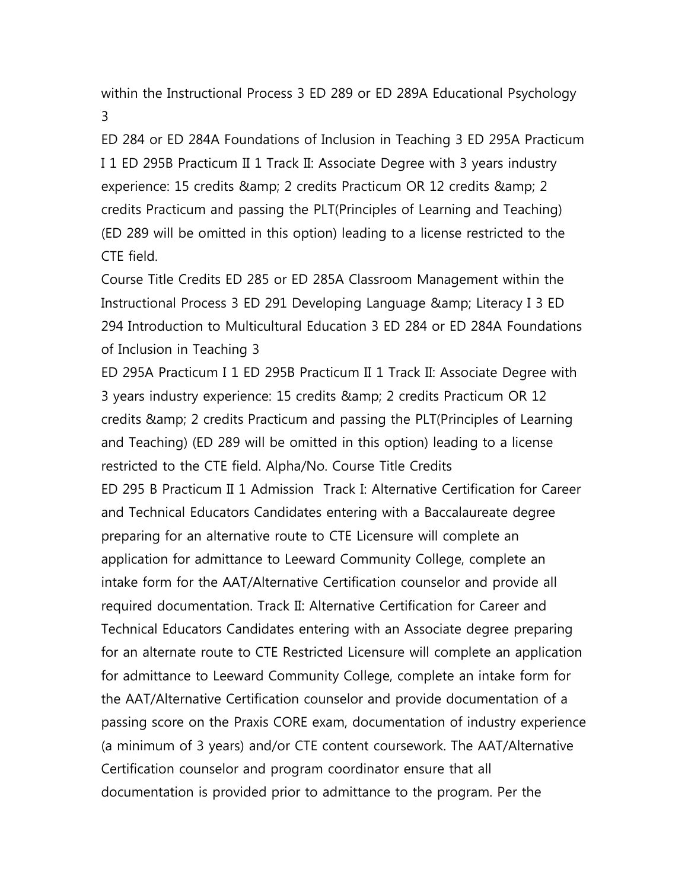within the Instructional Process 3 ED 289 or ED 289A Educational Psychology 3

ED 284 or ED 284A Foundations of Inclusion in Teaching 3 ED 295A Practicum I 1 ED 295B Practicum II 1 Track II: Associate Degree with 3 years industry experience: 15 credits &amp; 2 credits Practicum OR 12 credits &amp; 2 credits Practicum and passing the PLT(Principles of Learning and Teaching) (ED 289 will be omitted in this option) leading to a license restricted to the CTE field.

Course Title Credits ED 285 or ED 285A Classroom Management within the Instructional Process 3 ED 291 Developing Language &amp; Literacy I 3 ED 294 Introduction to Multicultural Education 3 ED 284 or ED 284A Foundations of Inclusion in Teaching 3

ED 295A Practicum I 1 ED 295B Practicum II 1 Track II: Associate Degree with 3 years industry experience: 15 credits &amp; 2 credits Practicum OR 12 credits &amp; 2 credits Practicum and passing the PLT(Principles of Learning and Teaching) (ED 289 will be omitted in this option) leading to a license restricted to the CTE field. Alpha/No. Course Title Credits

ED 295 B Practicum II 1 Admission Track I: Alternative Certification for Career and Technical Educators Candidates entering with a Baccalaureate degree preparing for an alternative route to CTE Licensure will complete an application for admittance to Leeward Community College, complete an intake form for the AAT/Alternative Certification counselor and provide all required documentation. Track II: Alternative Certification for Career and Technical Educators Candidates entering with an Associate degree preparing for an alternate route to CTE Restricted Licensure will complete an application for admittance to Leeward Community College, complete an intake form for the AAT/Alternative Certification counselor and provide documentation of a passing score on the Praxis CORE exam, documentation of industry experience (a minimum of 3 years) and/or CTE content coursework. The AAT/Alternative Certification counselor and program coordinator ensure that all documentation is provided prior to admittance to the program. Per the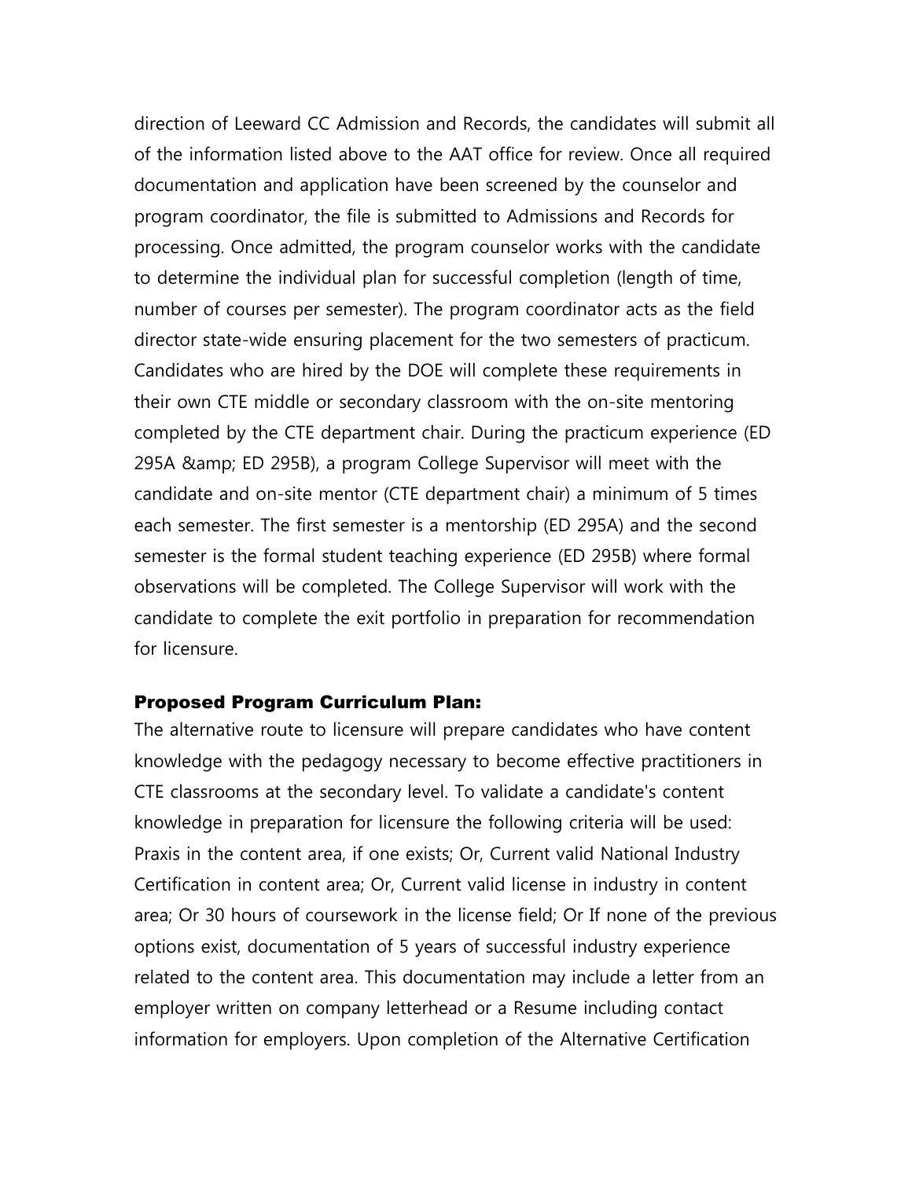direction of Leeward CC Admission and Records, the candidates will submit all of the information listed above to the AAT office for review. Once all required documentation and application have been screened by the counselor and program coordinator, the file is submitted to Admissions and Records for processing. Once admitted, the program counselor works with the candidate to determine the individual plan for successful completion (length of time, number of courses per semester). The program coordinator acts as the field director state-wide ensuring placement for the two semesters of practicum. Candidates who are hired by the DOE will complete these requirements in their own CTE middle or secondary classroom with the on-site mentoring completed by the CTE department chair. During the practicum experience (ED 295A &amp; ED 295B), a program College Supervisor will meet with the candidate and on-site mentor (CTE department chair) a minimum of 5 times each semester. The first semester is a mentorship (ED 295A) and the second semester is the formal student teaching experience (ED 295B) where formal observations will be completed. The College Supervisor will work with the candidate to complete the exit portfolio in preparation for recommendation for licensure.

**Proposed Program Curriculum Plan:**

The alternative route to licensure will prepare candidates who have content knowledge with the pedagogy necessary to become effective practitioners in CTE classrooms at the secondary level. To validate a candidate's content knowledge in preparation for licensure the following criteria will be used: Praxis in the content area, if one exists; Or, Current valid National Industry Certification in content area; Or, Current valid license in industry in content area; Or 30 hours of coursework in the license field; Or If none of the previous options exist, documentation of 5 years of successful industry experience related to the content area. This documentation may include a letter from an employer written on company letterhead or a Resume including contact information for employers. Upon completion of the Alternative Certification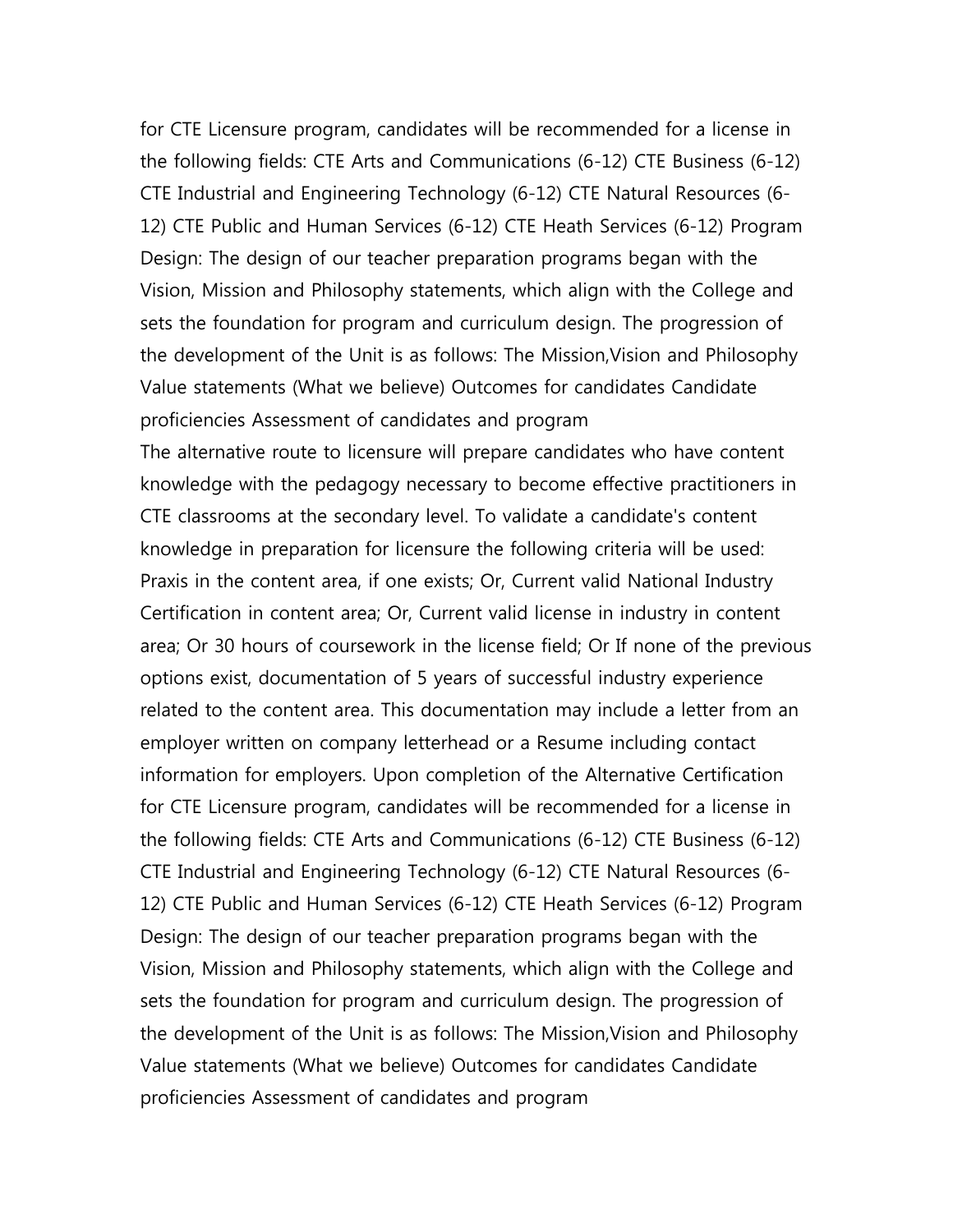for CTE Licensure program, candidates will be recommended for a license in the following fields: CTE Arts and Communications (6-12) CTE Business (6-12) CTE Industrial and Engineering Technology (6-12) CTE Natural Resources (6-12) CTE Public and Human Services (6-12) CTE Heath Services (6-12) Program Design: The design of our teacher preparation programs began with the Vision, Mission and Philosophy statements, which align with the College and sets the foundation for program and curriculum design. The progression of the development of the Unit is as follows: The Mission,Vision and Philosophy Value statements (What we believe) Outcomes for candidates Candidate proficiencies Assessment of candidates and program

The alternative route to licensure will prepare candidates who have content knowledge with the pedagogy necessary to become effective practitioners in CTE classrooms at the secondary level. To validate a candidate's content knowledge in preparation for licensure the following criteria will be used: Praxis in the content area, if one exists; Or, Current valid National Industry Certification in content area; Or, Current valid license in industry in content area; Or 30 hours of coursework in the license field; Or If none of the previous options exist, documentation of 5 years of successful industry experience related to the content area. This documentation may include a letter from an employer written on company letterhead or a Resume including contact information for employers. Upon completion of the Alternative Certification for CTE Licensure program, candidates will be recommended for a license in the following fields: CTE Arts and Communications (6-12) CTE Business (6-12) CTE Industrial and Engineering Technology (6-12) CTE Natural Resources (6-12) CTE Public and Human Services (6-12) CTE Heath Services (6-12) Program Design: The design of our teacher preparation programs began with the Vision, Mission and Philosophy statements, which align with the College and sets the foundation for program and curriculum design. The progression of the development of the Unit is as follows: The Mission,Vision and Philosophy Value statements (What we believe) Outcomes for candidates Candidate proficiencies Assessment of candidates and program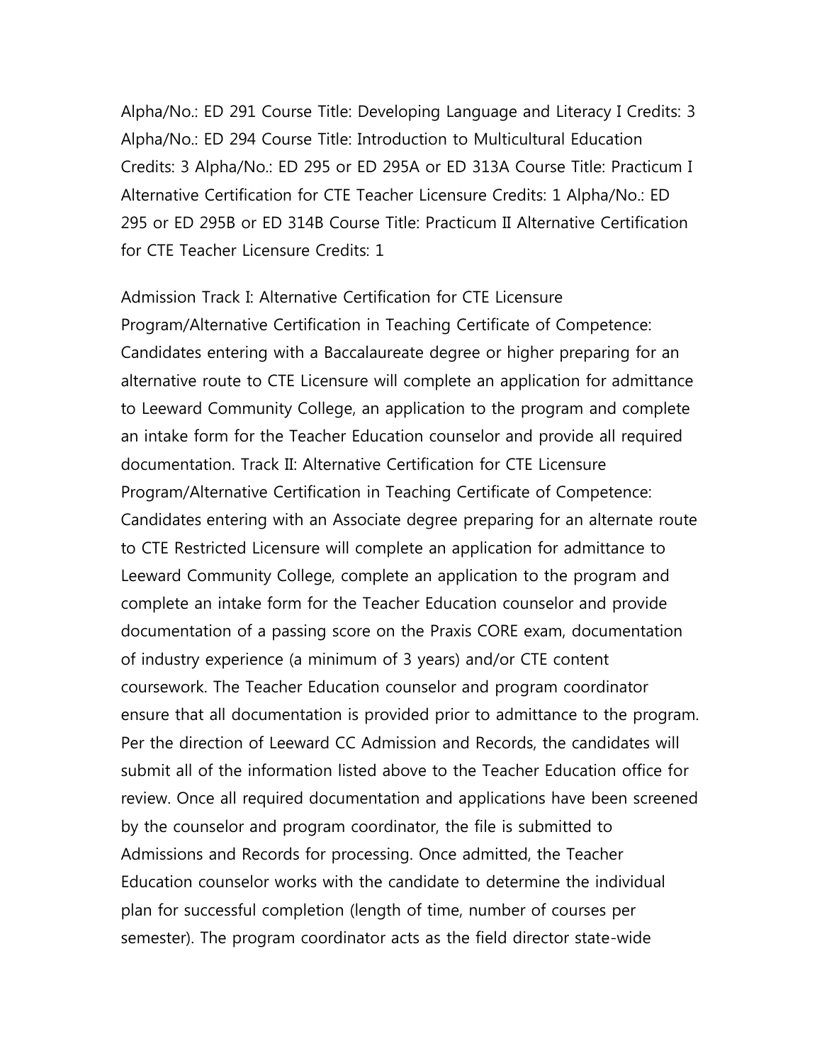Alpha/No.: ED 291 Course Title: Developing Language and Literacy I Credits: 3 Alpha/No.: ED 294 Course Title: Introduction to Multicultural Education Credits: 3 Alpha/No.: ED 295 or ED 295A or ED 313A Course Title: Practicum I Alternative Certification for CTE Teacher Licensure Credits: 1 Alpha/No.: ED 295 or ED 295B or ED 314B Course Title: Practicum II Alternative Certification for CTE Teacher Licensure Credits: 1

Admission Track I: Alternative Certification for CTE Licensure Program/Alternative Certification in Teaching Certificate of Competence: Candidates entering with a Baccalaureate degree or higher preparing for an alternative route to CTE Licensure will complete an application for admittance to Leeward Community College, an application to the program and complete an intake form for the Teacher Education counselor and provide all required documentation. Track II: Alternative Certification for CTE Licensure Program/Alternative Certification in Teaching Certificate of Competence: Candidates entering with an Associate degree preparing for an alternate route to CTE Restricted Licensure will complete an application for admittance to Leeward Community College, complete an application to the program and complete an intake form for the Teacher Education counselor and provide documentation of a passing score on the Praxis CORE exam, documentation of industry experience (a minimum of 3 years) and/or CTE content coursework. The Teacher Education counselor and program coordinator ensure that all documentation is provided prior to admittance to the program. Per the direction of Leeward CC Admission and Records, the candidates will submit all of the information listed above to the Teacher Education office for review. Once all required documentation and applications have been screened by the counselor and program coordinator, the file is submitted to Admissions and Records for processing. Once admitted, the Teacher Education counselor works with the candidate to determine the individual plan for successful completion (length of time, number of courses per semester). The program coordinator acts as the field director state-wide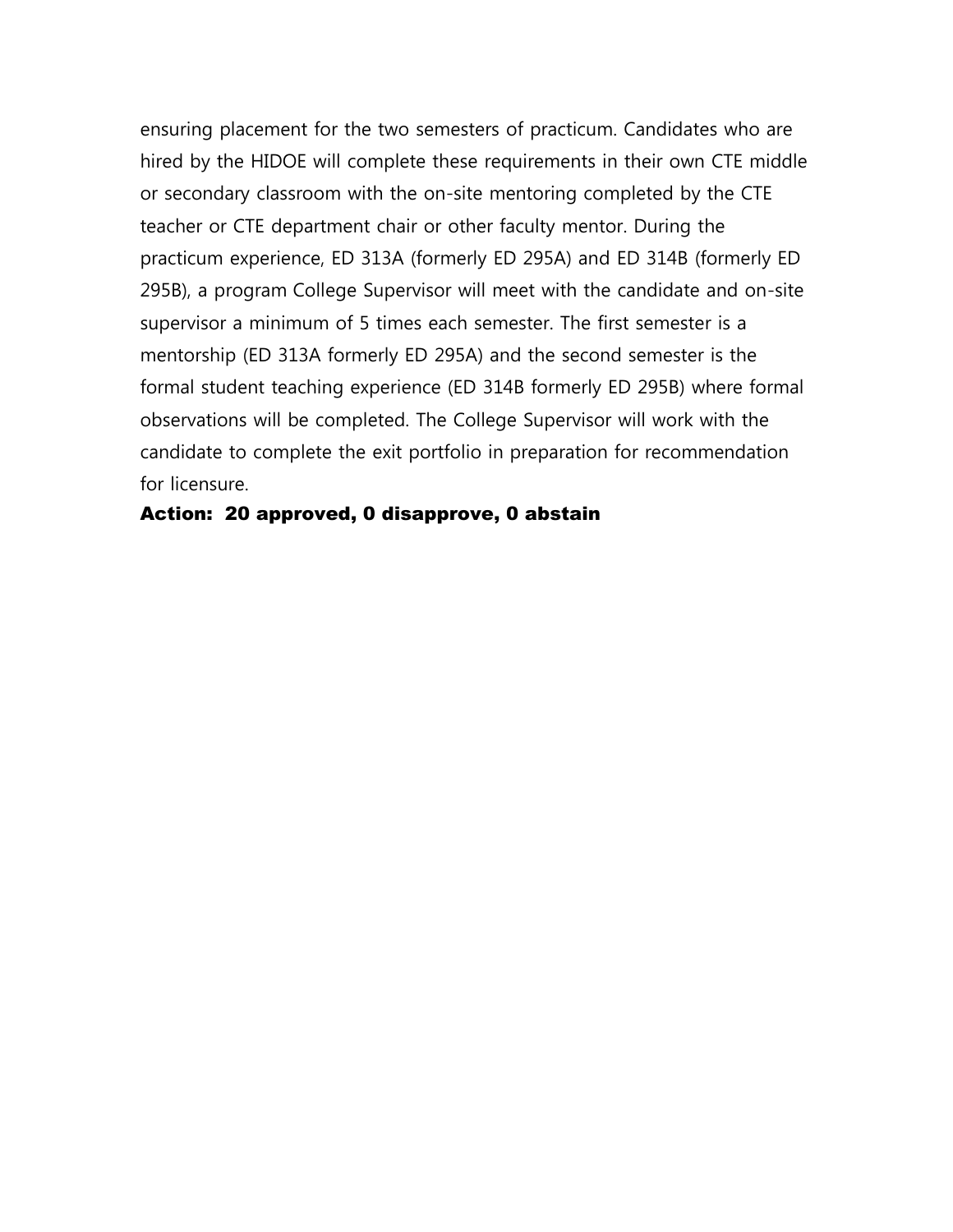ensuring placement for the two semesters of practicum. Candidates who are hired by the HIDOE will complete these requirements in their own CTE middle or secondary classroom with the on-site mentoring completed by the CTE teacher or CTE department chair or other faculty mentor. During the practicum experience, ED 313A (formerly ED 295A) and ED 314B (formerly ED 295B), a program College Supervisor will meet with the candidate and on-site supervisor a minimum of 5 times each semester. The first semester is a mentorship (ED 313A formerly ED 295A) and the second semester is the formal student teaching experience (ED 314B formerly ED 295B) where formal observations will be completed. The College Supervisor will work with the candidate to complete the exit portfolio in preparation for recommendation for licensure.

**Action: 20 approved, 0 disapprove, 0 abstain**